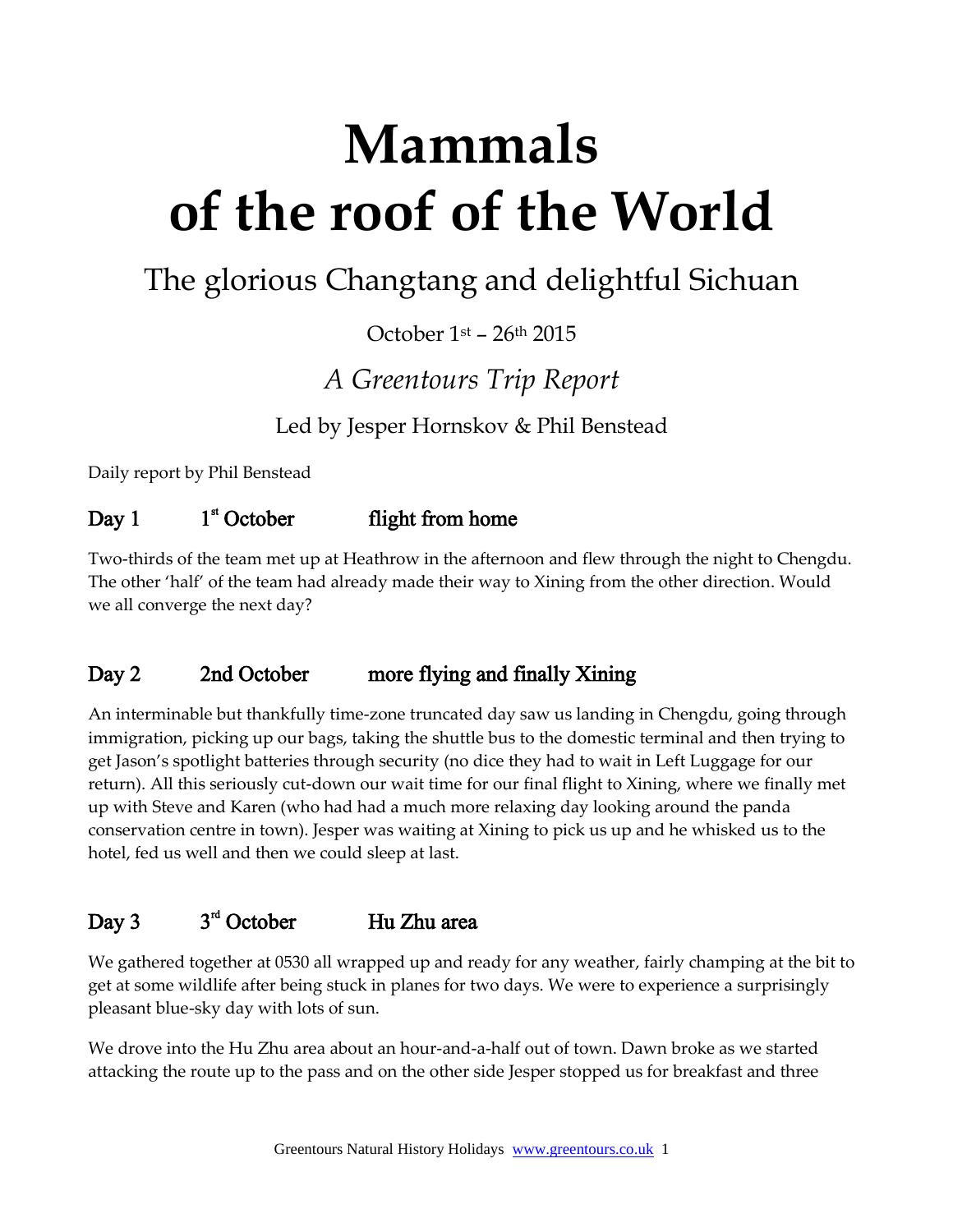# Mammals of the roof of the World

## The glorious Changtang and delightful Sichuan

October 1st – 26th 2015

*A Greentours Trip Report*

Led by Jesper Hornskov & Phil Benstead

Daily report by Phil Benstead

### Day 1 1st October flight from home

Two-thirds of the team met up at Heathrow in the afternoon and flew through the night to Chengdu. The other 'half' of the team had already made their way to Xining from the other direction. Would we all converge the next day?

### Day 2 2nd October more flying and finally Xining

An interminable but thankfully time-zone truncated day saw us landing in Chengdu, going through immigration, picking up our bags, taking the shuttle bus to the domestic terminal and then trying to get Jason's spotlight batteries through security (no dice they had to wait in Left Luggage for our return). All this seriously cut-down our wait time for our final flight to Xining, where we finally met up with Steve and Karen (who had had a much more relaxing day looking around the panda conservation centre in town). Jesper was waiting at Xining to pick us up and he whisked us to the hotel, fed us well and then we could sleep at last.

### Day 3 3rd October Hu Zhu area

We gathered together at 0530 all wrapped up and ready for any weather, fairly champing at the bit to get at some wildlife after being stuck in planes for two days. We were to experience a surprisingly pleasant blue-sky day with lots of sun.

We drove into the Hu Zhu area about an hour-and-a-half out of town. Dawn broke as we started attacking the route up to the pass and on the other side Jesper stopped us for breakfast and three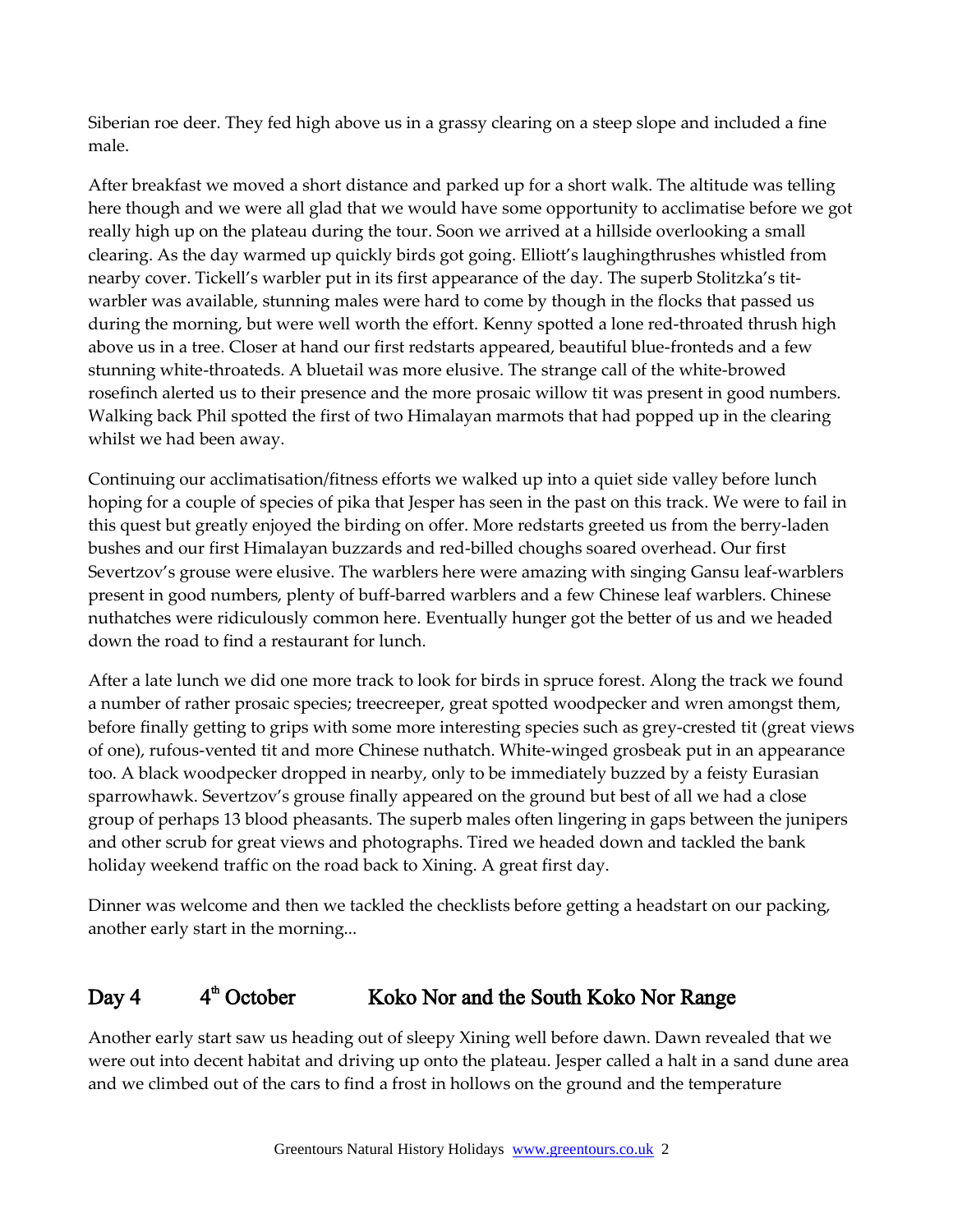Siberian roe deer. They fed high above us in a grassy clearing on a steep slope and included a fine male.

After breakfast we moved a short distance and parked up for a short walk. The altitude was telling here though and we were all glad that we would have some opportunity to acclimatise before we got really high up on the plateau during the tour. Soon we arrived at a hillside overlooking a small clearing. As the day warmed up quickly birds got going. Elliott's laughingthrushes whistled from nearby cover. Tickell's warbler put in its first appearance of the day. The superb Stolitzka's tit-warbler was available, stunning males were hard to come by though in the flocks that passed us during the morning, but were well worth the effort. Kenny spotted a lone red-throated thrush high above us in a tree. Closer at hand our first redstarts appeared, beautiful blue-fronteds and a few stunning white-throateds. A bluetail was more elusive. The strange call of the white-browed rosefinch alerted us to their presence and the more prosaic willow tit was present in good numbers. Walking back Phil spotted the first of two Himalayan marmots that had popped up in the clearing whilst we had been away.

Continuing our acclimatisation/fitness efforts we walked up into a quiet side valley before lunch hoping for a couple of species of pika that Jesper has seen in the past on this track. We were to fail in this quest but greatly enjoyed the birding on offer. More redstarts greeted us from the berry-laden bushes and our first Himalayan buzzards and red-billed choughs soared overhead. Our first Severtzov's grouse were elusive. The warblers here were amazing with singing Gansu leaf-warblers present in good numbers, plenty of buff-barred warblers and a few Chinese leaf warblers. Chinese nuthatches were ridiculously common here. Eventually hunger got the better of us and we headed down the road to find a restaurant for lunch.

After a late lunch we did one more track to look for birds in spruce forest. Along the track we found a number of rather prosaic species; treecreeper, great spotted woodpecker and wren amongst them, before finally getting to grips with some more interesting species such as grey-crested tit (great views of one), rufous-vented tit and more Chinese nuthatch. White-winged grosbeak put in an appearance too. A black woodpecker dropped in nearby, only to be immediately buzzed by a feisty Eurasian sparrowhawk. Severtzov's grouse finally appeared on the ground but best of all we had a close group of perhaps 13 blood pheasants. The superb males often lingering in gaps between the junipers and other scrub for great views and photographs. Tired we headed down and tackled the bank holiday weekend traffic on the road back to Xining. A great first day.

Dinner was welcome and then we tackled the checklists before getting a headstart on our packing, another early start in the morning...

## Day 4 4th October Koko Nor and the South Koko Nor Range

Another early start saw us heading out of sleepy Xining well before dawn. Dawn revealed that we were out into decent habitat and driving up onto the plateau. Jesper called a halt in a sand dune area and we climbed out of the cars to find a frost in hollows on the ground and the temperature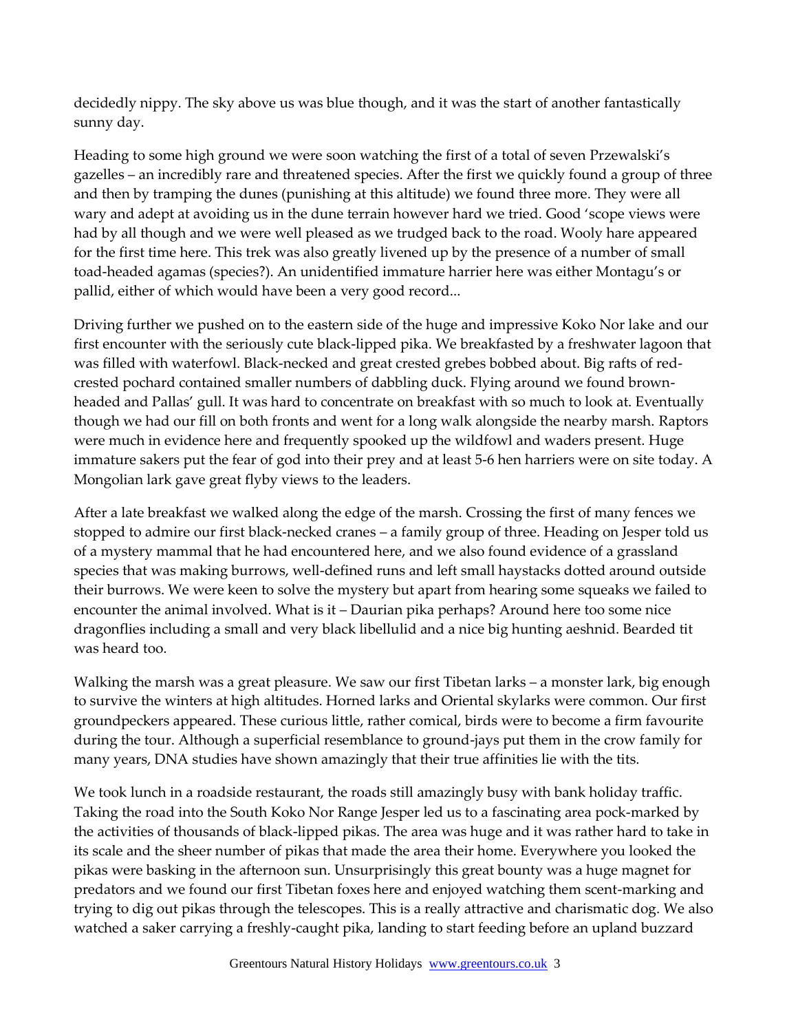decidedly nippy. The sky above us was blue though, and it was the start of another fantastically sunny day.

Heading to some high ground we were soon watching the first of a total of seven Przewalski's gazelles – an incredibly rare and threatened species. After the first we quickly found a group of three and then by tramping the dunes (punishing at this altitude) we found three more. They were all wary and adept at avoiding us in the dune terrain however hard we tried. Good 'scope views were had by all though and we were well pleased as we trudged back to the road. Wooly hare appeared for the first time here. This trek was also greatly livened up by the presence of a number of small toad-headed agamas (species?). An unidentified immature harrier here was either Montagu's or pallid, either of which would have been a very good record...

Driving further we pushed on to the eastern side of the huge and impressive Koko Nor lake and our first encounter with the seriously cute black-lipped pika. We breakfasted by a freshwater lagoon that was filled with waterfowl. Black-necked and great crested grebes bobbed about. Big rafts of red-crested pochard contained smaller numbers of dabbling duck. Flying around we found brown-headed and Pallas' gull. It was hard to concentrate on breakfast with so much to look at. Eventually though we had our fill on both fronts and went for a long walk alongside the nearby marsh. Raptors were much in evidence here and frequently spooked up the wildfowl and waders present. Huge immature sakers put the fear of god into their prey and at least 5-6 hen harriers were on site today. A Mongolian lark gave great flyby views to the leaders.

After a late breakfast we walked along the edge of the marsh. Crossing the first of many fences we stopped to admire our first black-necked cranes – a family group of three. Heading on Jesper told us of a mystery mammal that he had encountered here, and we also found evidence of a grassland species that was making burrows, well-defined runs and left small haystacks dotted around outside their burrows. We were keen to solve the mystery but apart from hearing some squeaks we failed to encounter the animal involved. What is it – Daurian pika perhaps? Around here too some nice dragonflies including a small and very black libellulid and a nice big hunting aeshnid. Bearded tit was heard too.

Walking the marsh was a great pleasure. We saw our first Tibetan larks – a monster lark, big enough to survive the winters at high altitudes. Horned larks and Oriental skylarks were common. Our first groundpeckers appeared. These curious little, rather comical, birds were to become a firm favourite during the tour. Although a superficial resemblance to ground-jays put them in the crow family for many years, DNA studies have shown amazingly that their true affinities lie with the tits.

We took lunch in a roadside restaurant, the roads still amazingly busy with bank holiday traffic. Taking the road into the South Koko Nor Range Jesper led us to a fascinating area pock-marked by the activities of thousands of black-lipped pikas. The area was huge and it was rather hard to take in its scale and the sheer number of pikas that made the area their home. Everywhere you looked the pikas were basking in the afternoon sun. Unsurprisingly this great bounty was a huge magnet for predators and we found our first Tibetan foxes here and enjoyed watching them scent-marking and trying to dig out pikas through the telescopes. This is a really attractive and charismatic dog. We also watched a saker carrying a freshly-caught pika, landing to start feeding before an upland buzzard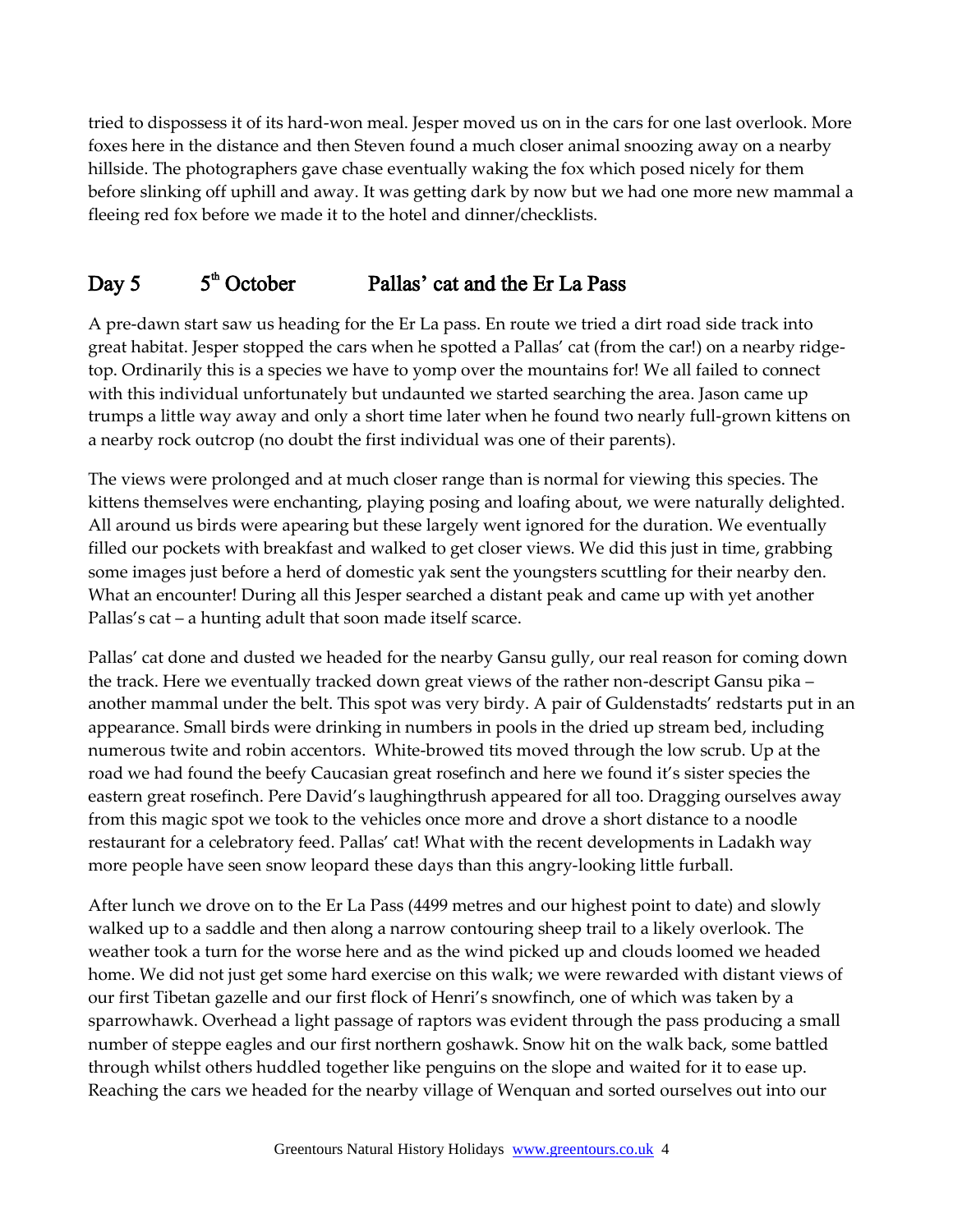tried to dispossess it of its hard-won meal. Jesper moved us on in the cars for one last overlook. More foxes here in the distance and then Steven found a much closer animal snoozing away on a nearby hillside. The photographers gave chase eventually waking the fox which posed nicely for them before slinking off uphill and away. It was getting dark by now but we had one more new mammal a fleeing red fox before we made it to the hotel and dinner/checklists.

## Day 5 5th October Pallas' cat and the Er La Pass

A pre-dawn start saw us heading for the Er La pass. En route we tried a dirt road side track into great habitat. Jesper stopped the cars when he spotted a Pallas' cat (from the car!) on a nearby ridge-top. Ordinarily this is a species we have to yomp over the mountains for! We all failed to connect with this individual unfortunately but undaunted we started searching the area. Jason came up trumps a little way away and only a short time later when he found two nearly full-grown kittens on a nearby rock outcrop (no doubt the first individual was one of their parents).

The views were prolonged and at much closer range than is normal for viewing this species. The kittens themselves were enchanting, playing posing and loafing about, we were naturally delighted. All around us birds were apearing but these largely went ignored for the duration. We eventually filled our pockets with breakfast and walked to get closer views. We did this just in time, grabbing some images just before a herd of domestic yak sent the youngsters scuttling for their nearby den. What an encounter! During all this Jesper searched a distant peak and came up with yet another Pallas's cat – a hunting adult that soon made itself scarce.

Pallas' cat done and dusted we headed for the nearby Gansu gully, our real reason for coming down the track. Here we eventually tracked down great views of the rather non-descript Gansu pika – another mammal under the belt. This spot was very birdy. A pair of Guldenstadts' redstarts put in an appearance. Small birds were drinking in numbers in pools in the dried up stream bed, including numerous twite and robin accentors. White-browed tits moved through the low scrub. Up at the road we had found the beefy Caucasian great rosefinch and here we found it's sister species the eastern great rosefinch. Pere David's laughingthrush appeared for all too. Dragging ourselves away from this magic spot we took to the vehicles once more and drove a short distance to a noodle restaurant for a celebratory feed. Pallas' cat! What with the recent developments in Ladakh way more people have seen snow leopard these days than this angry-looking little furball.

After lunch we drove on to the Er La Pass (4499 metres and our highest point to date) and slowly walked up to a saddle and then along a narrow contouring sheep trail to a likely overlook. The weather took a turn for the worse here and as the wind picked up and clouds loomed we headed home. We did not just get some hard exercise on this walk; we were rewarded with distant views of our first Tibetan gazelle and our first flock of Henri's snowfinch, one of which was taken by a sparrowhawk. Overhead a light passage of raptors was evident through the pass producing a small number of steppe eagles and our first northern goshawk. Snow hit on the walk back, some battled through whilst others huddled together like penguins on the slope and waited for it to ease up. Reaching the cars we headed for the nearby village of Wenquan and sorted ourselves out into our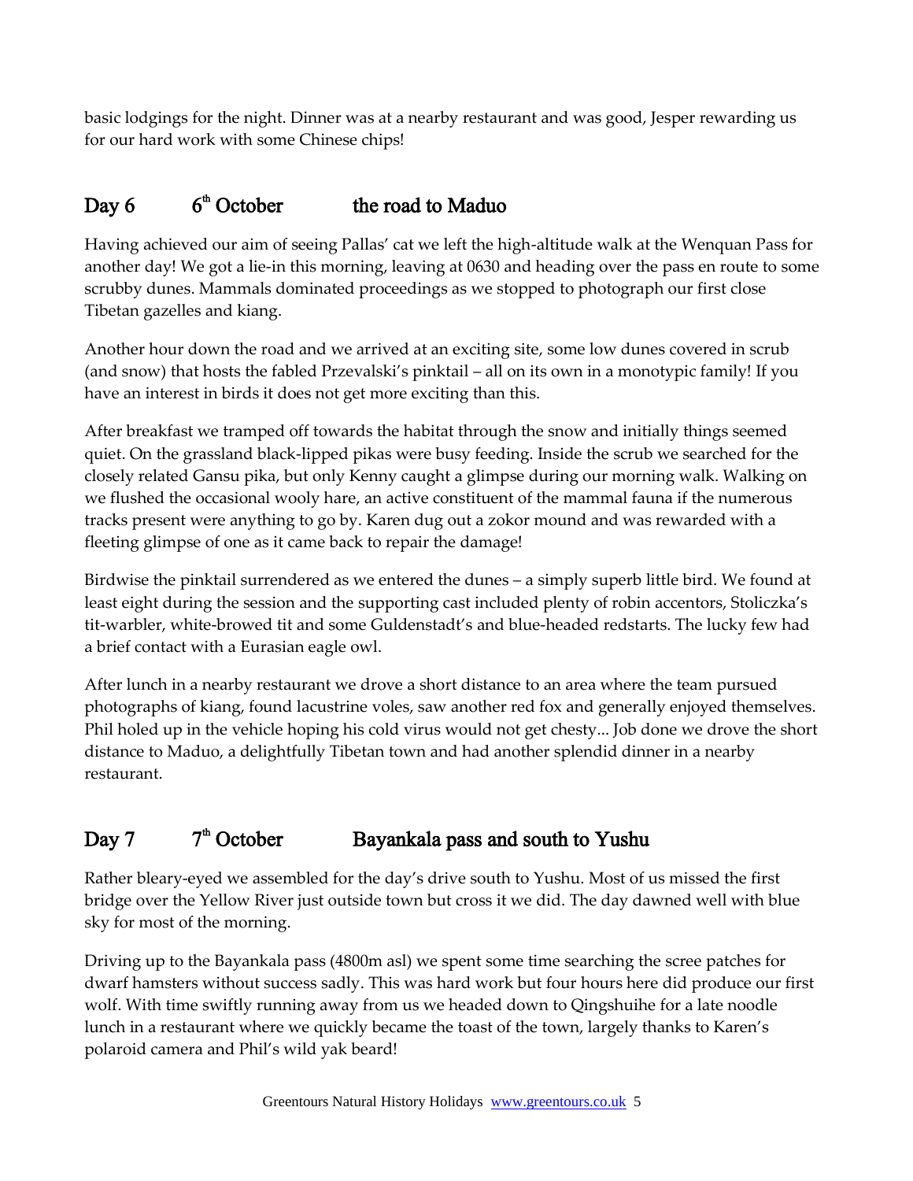basic lodgings for the night. Dinner was at a nearby restaurant and was good, Jesper rewarding us for our hard work with some Chinese chips!

## Day 6 6th October the road to Maduo

Having achieved our aim of seeing Pallas' cat we left the high-altitude walk at the Wenquan Pass for another day! We got a lie-in this morning, leaving at 0630 and heading over the pass en route to some scrubby dunes. Mammals dominated proceedings as we stopped to photograph our first close Tibetan gazelles and kiang.

Another hour down the road and we arrived at an exciting site, some low dunes covered in scrub (and snow) that hosts the fabled Przevalski's pinktail – all on its own in a monotypic family! If you have an interest in birds it does not get more exciting than this.

After breakfast we tramped off towards the habitat through the snow and initially things seemed quiet. On the grassland black-lipped pikas were busy feeding. Inside the scrub we searched for the closely related Gansu pika, but only Kenny caught a glimpse during our morning walk. Walking on we flushed the occasional wooly hare, an active constituent of the mammal fauna if the numerous tracks present were anything to go by. Karen dug out a zokor mound and was rewarded with a fleeting glimpse of one as it came back to repair the damage!

Birdwise the pinktail surrendered as we entered the dunes – a simply superb little bird. We found at least eight during the session and the supporting cast included plenty of robin accentors, Stoliczka's tit-warbler, white-browed tit and some Guldenstadt's and blue-headed redstarts. The lucky few had a brief contact with a Eurasian eagle owl.

After lunch in a nearby restaurant we drove a short distance to an area where the team pursued photographs of kiang, found lacustrine voles, saw another red fox and generally enjoyed themselves. Phil holed up in the vehicle hoping his cold virus would not get chesty... Job done we drove the short distance to Maduo, a delightfully Tibetan town and had another splendid dinner in a nearby restaurant.

## Day 7 7th October Bayankala pass and south to Yushu

Rather bleary-eyed we assembled for the day's drive south to Yushu. Most of us missed the first bridge over the Yellow River just outside town but cross it we did. The day dawned well with blue sky for most of the morning.

Driving up to the Bayankala pass (4800m asl) we spent some time searching the scree patches for dwarf hamsters without success sadly. This was hard work but four hours here did produce our first wolf. With time swiftly running away from us we headed down to Qingshuihe for a late noodle lunch in a restaurant where we quickly became the toast of the town, largely thanks to Karen's polaroid camera and Phil's wild yak beard!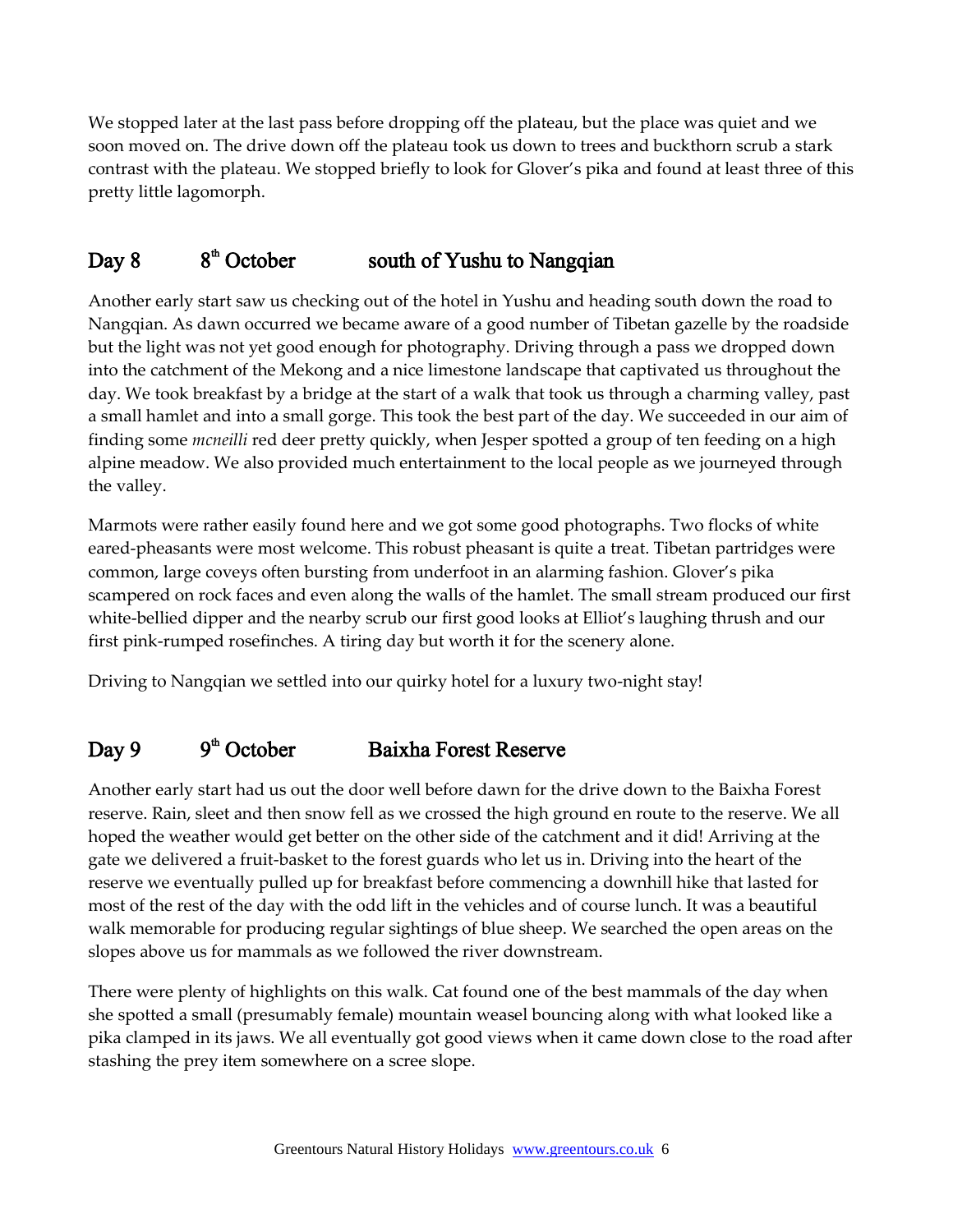We stopped later at the last pass before dropping off the plateau, but the place was quiet and we soon moved on. The drive down off the plateau took us down to trees and buckthorn scrub a stark contrast with the plateau. We stopped briefly to look for Glover's pika and found at least three of this pretty little lagomorph.

## Day 8 8th October south of Yushu to Nangqian

Another early start saw us checking out of the hotel in Yushu and heading south down the road to Nangqian. As dawn occurred we became aware of a good number of Tibetan gazelle by the roadside but the light was not yet good enough for photography. Driving through a pass we dropped down into the catchment of the Mekong and a nice limestone landscape that captivated us throughout the day. We took breakfast by a bridge at the start of a walk that took us through a charming valley, past a small hamlet and into a small gorge. This took the best part of the day. We succeeded in our aim of finding some *mcneilli* red deer pretty quickly, when Jesper spotted a group of ten feeding on a high alpine meadow. We also provided much entertainment to the local people as we journeyed through the valley.

Marmots were rather easily found here and we got some good photographs. Two flocks of white eared-pheasants were most welcome. This robust pheasant is quite a treat. Tibetan partridges were common, large coveys often bursting from underfoot in an alarming fashion. Glover's pika scampered on rock faces and even along the walls of the hamlet. The small stream produced our first white-bellied dipper and the nearby scrub our first good looks at Elliot's laughing thrush and our first pink-rumped rosefinches. A tiring day but worth it for the scenery alone.

Driving to Nangqian we settled into our quirky hotel for a luxury two-night stay!

## Day 9 9th October Baixha Forest Reserve

Another early start had us out the door well before dawn for the drive down to the Baixha Forest reserve. Rain, sleet and then snow fell as we crossed the high ground en route to the reserve. We all hoped the weather would get better on the other side of the catchment and it did! Arriving at the gate we delivered a fruit-basket to the forest guards who let us in. Driving into the heart of the reserve we eventually pulled up for breakfast before commencing a downhill hike that lasted for most of the rest of the day with the odd lift in the vehicles and of course lunch. It was a beautiful walk memorable for producing regular sightings of blue sheep. We searched the open areas on the slopes above us for mammals as we followed the river downstream.

There were plenty of highlights on this walk. Cat found one of the best mammals of the day when she spotted a small (presumably female) mountain weasel bouncing along with what looked like a pika clamped in its jaws. We all eventually got good views when it came down close to the road after stashing the prey item somewhere on a scree slope.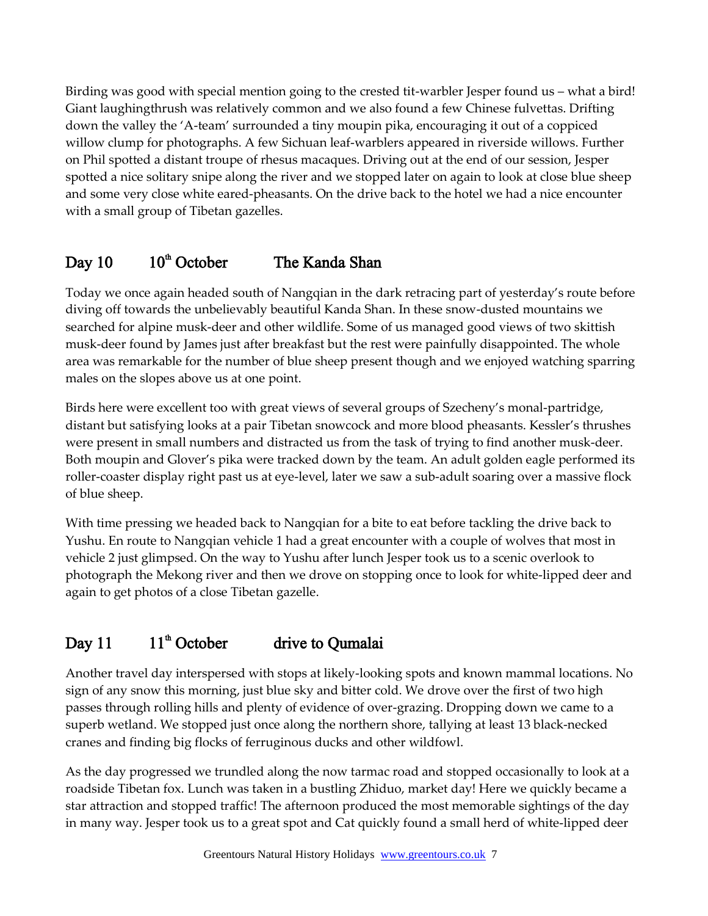Birding was good with special mention going to the crested tit-warbler Jesper found us – what a bird! Giant laughingthrush was relatively common and we also found a few Chinese fulvettas. Drifting down the valley the 'A-team' surrounded a tiny moupin pika, encouraging it out of a coppiced willow clump for photographs. A few Sichuan leaf-warblers appeared in riverside willows. Further on Phil spotted a distant troupe of rhesus macaques. Driving out at the end of our session, Jesper spotted a nice solitary snipe along the river and we stopped later on again to look at close blue sheep and some very close white eared-pheasants. On the drive back to the hotel we had a nice encounter with a small group of Tibetan gazelles.

## Day 10 10th October The Kanda Shan

Today we once again headed south of Nangqian in the dark retracing part of yesterday's route before diving off towards the unbelievably beautiful Kanda Shan. In these snow-dusted mountains we searched for alpine musk-deer and other wildlife. Some of us managed good views of two skittish musk-deer found by James just after breakfast but the rest were painfully disappointed. The whole area was remarkable for the number of blue sheep present though and we enjoyed watching sparring males on the slopes above us at one point.

Birds here were excellent too with great views of several groups of Szecheny's monal-partridge, distant but satisfying looks at a pair Tibetan snowcock and more blood pheasants. Kessler's thrushes were present in small numbers and distracted us from the task of trying to find another musk-deer. Both moupin and Glover's pika were tracked down by the team. An adult golden eagle performed its roller-coaster display right past us at eye-level, later we saw a sub-adult soaring over a massive flock of blue sheep.

With time pressing we headed back to Nangqian for a bite to eat before tackling the drive back to Yushu. En route to Nangqian vehicle 1 had a great encounter with a couple of wolves that most in vehicle 2 just glimpsed. On the way to Yushu after lunch Jesper took us to a scenic overlook to photograph the Mekong river and then we drove on stopping once to look for white-lipped deer and again to get photos of a close Tibetan gazelle.

## Day 11 11th October drive to Qumalai

Another travel day interspersed with stops at likely-looking spots and known mammal locations. No sign of any snow this morning, just blue sky and bitter cold. We drove over the first of two high passes through rolling hills and plenty of evidence of over-grazing. Dropping down we came to a superb wetland. We stopped just once along the northern shore, tallying at least 13 black-necked cranes and finding big flocks of ferruginous ducks and other wildfowl.

As the day progressed we trundled along the now tarmac road and stopped occasionally to look at a roadside Tibetan fox. Lunch was taken in a bustling Zhiduo, market day! Here we quickly became a star attraction and stopped traffic! The afternoon produced the most memorable sightings of the day in many way. Jesper took us to a great spot and Cat quickly found a small herd of white-lipped deer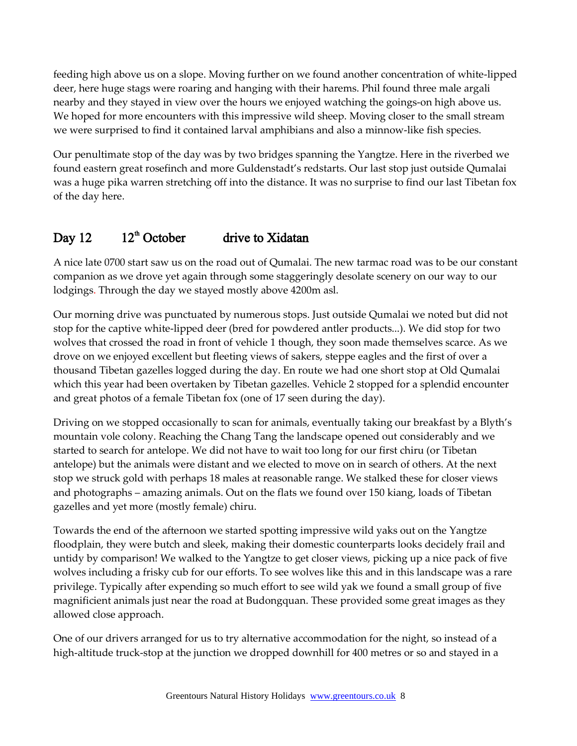feeding high above us on a slope. Moving further on we found another concentration of white-lipped deer, here huge stags were roaring and hanging with their harems. Phil found three male argali nearby and they stayed in view over the hours we enjoyed watching the goings-on high above us. We hoped for more encounters with this impressive wild sheep. Moving closer to the small stream we were surprised to find it contained larval amphibians and also a minnow-like fish species.

Our penultimate stop of the day was by two bridges spanning the Yangtze. Here in the riverbed we found eastern great rosefinch and more Guldenstadt's redstarts. Our last stop just outside Qumalai was a huge pika warren stretching off into the distance. It was no surprise to find our last Tibetan fox of the day here.

## Day 12 12th October drive to Xidatan

A nice late 0700 start saw us on the road out of Qumalai. The new tarmac road was to be our constant companion as we drove yet again through some staggeringly desolate scenery on our way to our lodgings. Through the day we stayed mostly above 4200m asl.

Our morning drive was punctuated by numerous stops. Just outside Qumalai we noted but did not stop for the captive white-lipped deer (bred for powdered antler products...). We did stop for two wolves that crossed the road in front of vehicle 1 though, they soon made themselves scarce. As we drove on we enjoyed excellent but fleeting views of sakers, steppe eagles and the first of over a thousand Tibetan gazelles logged during the day. En route we had one short stop at Old Qumalai which this year had been overtaken by Tibetan gazelles. Vehicle 2 stopped for a splendid encounter and great photos of a female Tibetan fox (one of 17 seen during the day).

Driving on we stopped occasionally to scan for animals, eventually taking our breakfast by a Blyth's mountain vole colony. Reaching the Chang Tang the landscape opened out considerably and we started to search for antelope. We did not have to wait too long for our first chiru (or Tibetan antelope) but the animals were distant and we elected to move on in search of others. At the next stop we struck gold with perhaps 18 males at reasonable range. We stalked these for closer views and photographs – amazing animals. Out on the flats we found over 150 kiang, loads of Tibetan gazelles and yet more (mostly female) chiru.

Towards the end of the afternoon we started spotting impressive wild yaks out on the Yangtze floodplain, they were butch and sleek, making their domestic counterparts looks decidely frail and untidy by comparison! We walked to the Yangtze to get closer views, picking up a nice pack of five wolves including a frisky cub for our efforts. To see wolves like this and in this landscape was a rare privilege. Typically after expending so much effort to see wild yak we found a small group of five magnificient animals just near the road at Budongquan. These provided some great images as they allowed close approach.

One of our drivers arranged for us to try alternative accommodation for the night, so instead of a high-altitude truck-stop at the junction we dropped downhill for 400 metres or so and stayed in a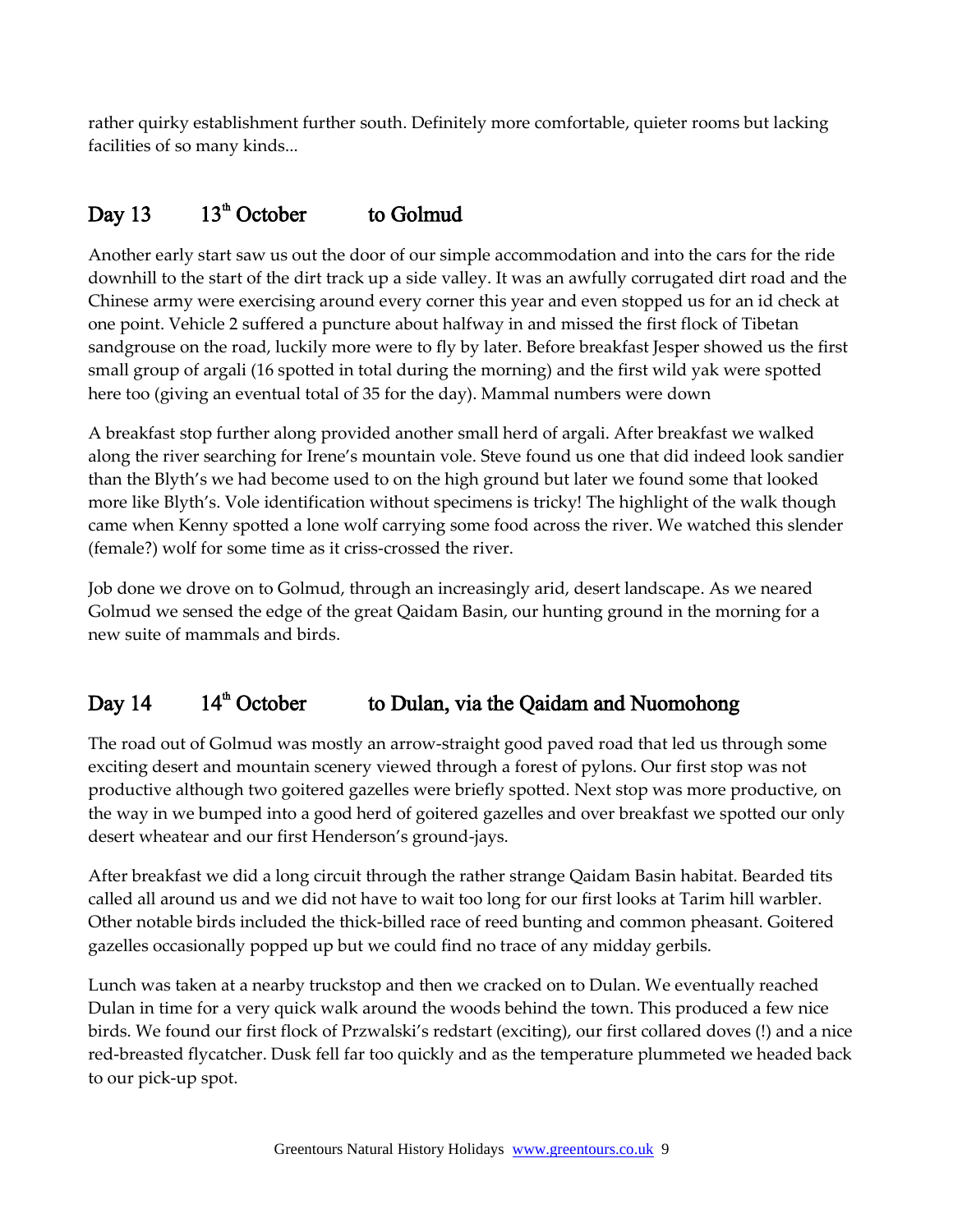rather quirky establishment further south. Definitely more comfortable, quieter rooms but lacking facilities of so many kinds...

## Day 13 13th October to Golmud

Another early start saw us out the door of our simple accommodation and into the cars for the ride downhill to the start of the dirt track up a side valley. It was an awfully corrugated dirt road and the Chinese army were exercising around every corner this year and even stopped us for an id check at one point. Vehicle 2 suffered a puncture about halfway in and missed the first flock of Tibetan sandgrouse on the road, luckily more were to fly by later. Before breakfast Jesper showed us the first small group of argali (16 spotted in total during the morning) and the first wild yak were spotted here too (giving an eventual total of 35 for the day). Mammal numbers were down

A breakfast stop further along provided another small herd of argali. After breakfast we walked along the river searching for Irene's mountain vole. Steve found us one that did indeed look sandier than the Blyth's we had become used to on the high ground but later we found some that looked more like Blyth's. Vole identification without specimens is tricky! The highlight of the walk though came when Kenny spotted a lone wolf carrying some food across the river. We watched this slender (female?) wolf for some time as it criss-crossed the river.

Job done we drove on to Golmud, through an increasingly arid, desert landscape. As we neared Golmud we sensed the edge of the great Qaidam Basin, our hunting ground in the morning for a new suite of mammals and birds.

## Day 14 14th October to Dulan, via the Qaidam and Nuomohong

The road out of Golmud was mostly an arrow-straight good paved road that led us through some exciting desert and mountain scenery viewed through a forest of pylons. Our first stop was not productive although two goitered gazelles were briefly spotted. Next stop was more productive, on the way in we bumped into a good herd of goitered gazelles and over breakfast we spotted our only desert wheatear and our first Henderson's ground-jays.

After breakfast we did a long circuit through the rather strange Qaidam Basin habitat. Bearded tits called all around us and we did not have to wait too long for our first looks at Tarim hill warbler. Other notable birds included the thick-billed race of reed bunting and common pheasant. Goitered gazelles occasionally popped up but we could find no trace of any midday gerbils.

Lunch was taken at a nearby truckstop and then we cracked on to Dulan. We eventually reached Dulan in time for a very quick walk around the woods behind the town. This produced a few nice birds. We found our first flock of Przwalski's redstart (exciting), our first collared doves (!) and a nice red-breasted flycatcher. Dusk fell far too quickly and as the temperature plummeted we headed back to our pick-up spot.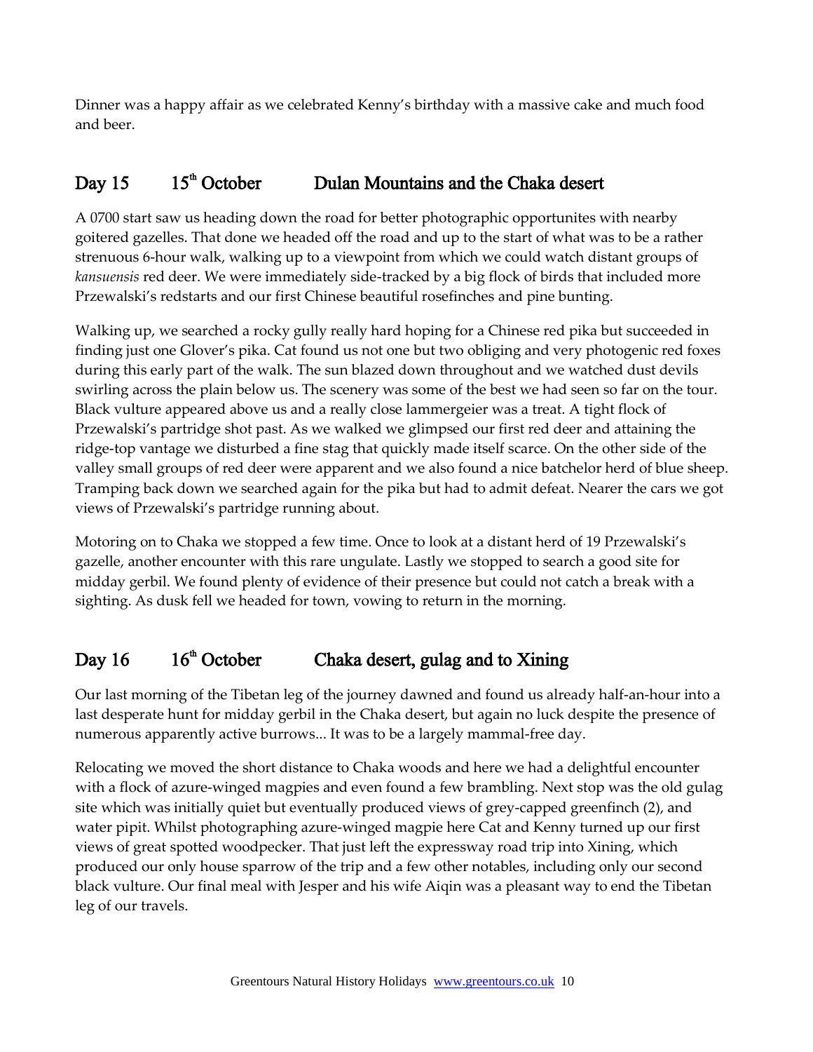Dinner was a happy affair as we celebrated Kenny's birthday with a massive cake and much food and beer.

## Day 15 15th October Dulan Mountains and the Chaka desert

A 0700 start saw us heading down the road for better photographic opportunites with nearby goitered gazelles. That done we headed off the road and up to the start of what was to be a rather strenuous 6-hour walk, walking up to a viewpoint from which we could watch distant groups of *kansuensis* red deer. We were immediately side-tracked by a big flock of birds that included more Przewalski's redstarts and our first Chinese beautiful rosefinches and pine bunting.

Walking up, we searched a rocky gully really hard hoping for a Chinese red pika but succeeded in finding just one Glover's pika. Cat found us not one but two obliging and very photogenic red foxes during this early part of the walk. The sun blazed down throughout and we watched dust devils swirling across the plain below us. The scenery was some of the best we had seen so far on the tour. Black vulture appeared above us and a really close lammergeier was a treat. A tight flock of Przewalski's partridge shot past. As we walked we glimpsed our first red deer and attaining the ridge-top vantage we disturbed a fine stag that quickly made itself scarce. On the other side of the valley small groups of red deer were apparent and we also found a nice batchelor herd of blue sheep. Tramping back down we searched again for the pika but had to admit defeat. Nearer the cars we got views of Przewalski's partridge running about.

Motoring on to Chaka we stopped a few time. Once to look at a distant herd of 19 Przewalski's gazelle, another encounter with this rare ungulate. Lastly we stopped to search a good site for midday gerbil. We found plenty of evidence of their presence but could not catch a break with a sighting. As dusk fell we headed for town, vowing to return in the morning.

## Day 16 16th October Chaka desert, gulag and to Xining

Our last morning of the Tibetan leg of the journey dawned and found us already half-an-hour into a last desperate hunt for midday gerbil in the Chaka desert, but again no luck despite the presence of numerous apparently active burrows... It was to be a largely mammal-free day.

Relocating we moved the short distance to Chaka woods and here we had a delightful encounter with a flock of azure-winged magpies and even found a few brambling. Next stop was the old gulag site which was initially quiet but eventually produced views of grey-capped greenfinch (2), and water pipit. Whilst photographing azure-winged magpie here Cat and Kenny turned up our first views of great spotted woodpecker. That just left the expressway road trip into Xining, which produced our only house sparrow of the trip and a few other notables, including only our second black vulture. Our final meal with Jesper and his wife Aiqin was a pleasant way to end the Tibetan leg of our travels.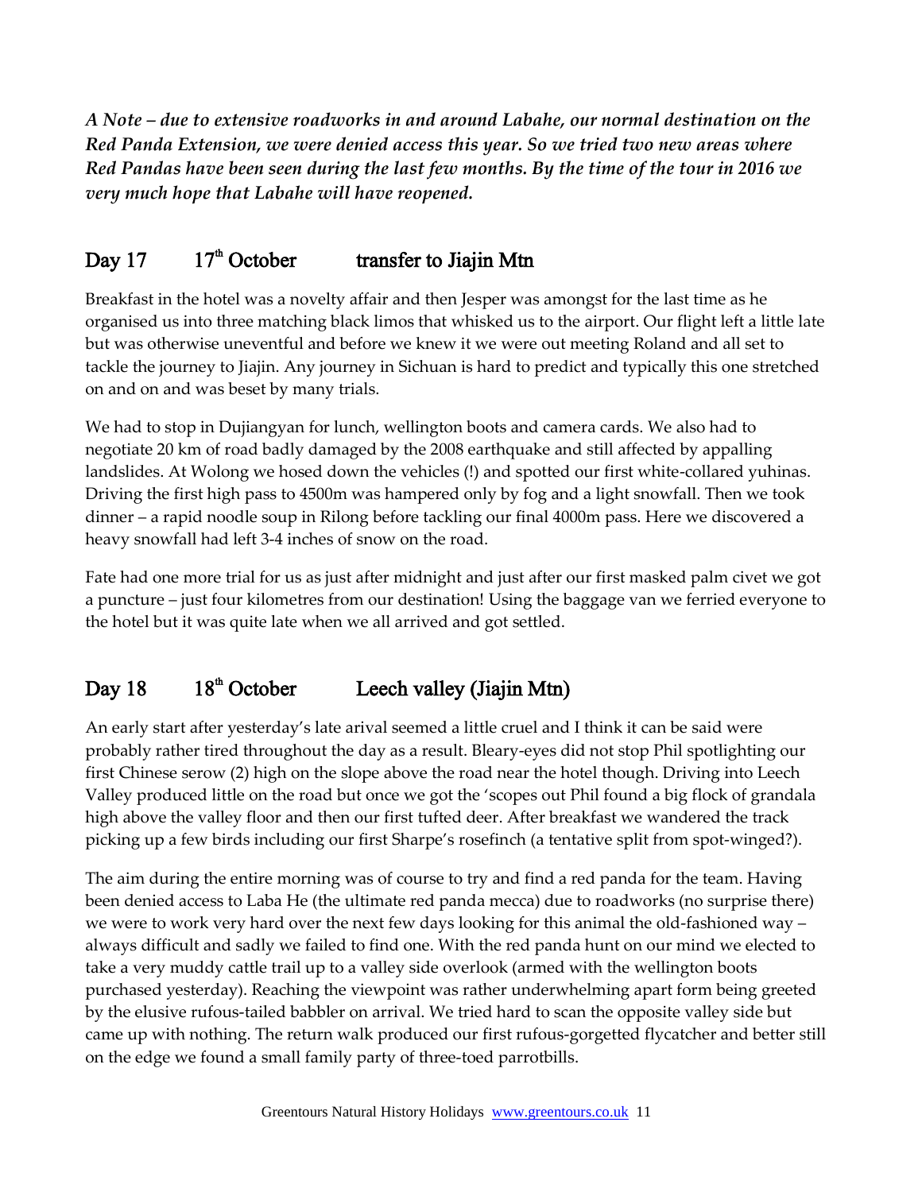***A Note – due to extensive roadworks in and around Labahe, our normal destination on the Red Panda Extension, we were denied access this year. So we tried two new areas where Red Pandas have been seen during the last few months. By the time of the tour in 2016 we very much hope that Labahe will have reopened.***

## Day 17 17th October transfer to Jiajin Mtn

Breakfast in the hotel was a novelty affair and then Jesper was amongst for the last time as he organised us into three matching black limos that whisked us to the airport. Our flight left a little late but was otherwise uneventful and before we knew it we were out meeting Roland and all set to tackle the journey to Jiajin. Any journey in Sichuan is hard to predict and typically this one stretched on and on and was beset by many trials.

We had to stop in Dujiangyan for lunch, wellington boots and camera cards. We also had to negotiate 20 km of road badly damaged by the 2008 earthquake and still affected by appalling landslides. At Wolong we hosed down the vehicles (!) and spotted our first white-collared yuhinas. Driving the first high pass to 4500m was hampered only by fog and a light snowfall. Then we took dinner – a rapid noodle soup in Rilong before tackling our final 4000m pass. Here we discovered a heavy snowfall had left 3-4 inches of snow on the road.

Fate had one more trial for us as just after midnight and just after our first masked palm civet we got a puncture – just four kilometres from our destination! Using the baggage van we ferried everyone to the hotel but it was quite late when we all arrived and got settled.

## Day 18 18th October Leech valley (Jiajin Mtn)

An early start after yesterday's late arival seemed a little cruel and I think it can be said were probably rather tired throughout the day as a result. Bleary-eyes did not stop Phil spotlighting our first Chinese serow (2) high on the slope above the road near the hotel though. Driving into Leech Valley produced little on the road but once we got the 'scopes out Phil found a big flock of grandala high above the valley floor and then our first tufted deer. After breakfast we wandered the track picking up a few birds including our first Sharpe's rosefinch (a tentative split from spot-winged?).

The aim during the entire morning was of course to try and find a red panda for the team. Having been denied access to Laba He (the ultimate red panda mecca) due to roadworks (no surprise there) we were to work very hard over the next few days looking for this animal the old-fashioned way – always difficult and sadly we failed to find one. With the red panda hunt on our mind we elected to take a very muddy cattle trail up to a valley side overlook (armed with the wellington boots purchased yesterday). Reaching the viewpoint was rather underwhelming apart form being greeted by the elusive rufous-tailed babbler on arrival. We tried hard to scan the opposite valley side but came up with nothing. The return walk produced our first rufous-gorgetted flycatcher and better still on the edge we found a small family party of three-toed parrotbills.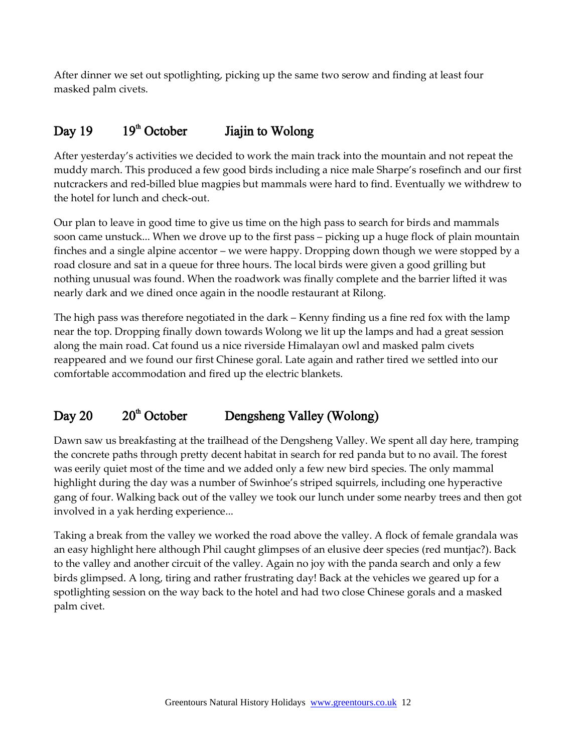After dinner we set out spotlighting, picking up the same two serow and finding at least four masked palm civets.

## Day 19 19th October Jiajin to Wolong

After yesterday's activities we decided to work the main track into the mountain and not repeat the muddy march. This produced a few good birds including a nice male Sharpe's rosefinch and our first nutcrackers and red-billed blue magpies but mammals were hard to find. Eventually we withdrew to the hotel for lunch and check-out.

Our plan to leave in good time to give us time on the high pass to search for birds and mammals soon came unstuck... When we drove up to the first pass – picking up a huge flock of plain mountain finches and a single alpine accentor – we were happy. Dropping down though we were stopped by a road closure and sat in a queue for three hours. The local birds were given a good grilling but nothing unusual was found. When the roadwork was finally complete and the barrier lifted it was nearly dark and we dined once again in the noodle restaurant at Rilong.

The high pass was therefore negotiated in the dark – Kenny finding us a fine red fox with the lamp near the top. Dropping finally down towards Wolong we lit up the lamps and had a great session along the main road. Cat found us a nice riverside Himalayan owl and masked palm civets reappeared and we found our first Chinese goral. Late again and rather tired we settled into our comfortable accommodation and fired up the electric blankets.

## Day 20 20th October Dengsheng Valley (Wolong)

Dawn saw us breakfasting at the trailhead of the Dengsheng Valley. We spent all day here, tramping the concrete paths through pretty decent habitat in search for red panda but to no avail. The forest was eerily quiet most of the time and we added only a few new bird species. The only mammal highlight during the day was a number of Swinhoe's striped squirrels, including one hyperactive gang of four. Walking back out of the valley we took our lunch under some nearby trees and then got involved in a yak herding experience...

Taking a break from the valley we worked the road above the valley. A flock of female grandala was an easy highlight here although Phil caught glimpses of an elusive deer species (red muntjac?). Back to the valley and another circuit of the valley. Again no joy with the panda search and only a few birds glimpsed. A long, tiring and rather frustrating day! Back at the vehicles we geared up for a spotlighting session on the way back to the hotel and had two close Chinese gorals and a masked palm civet.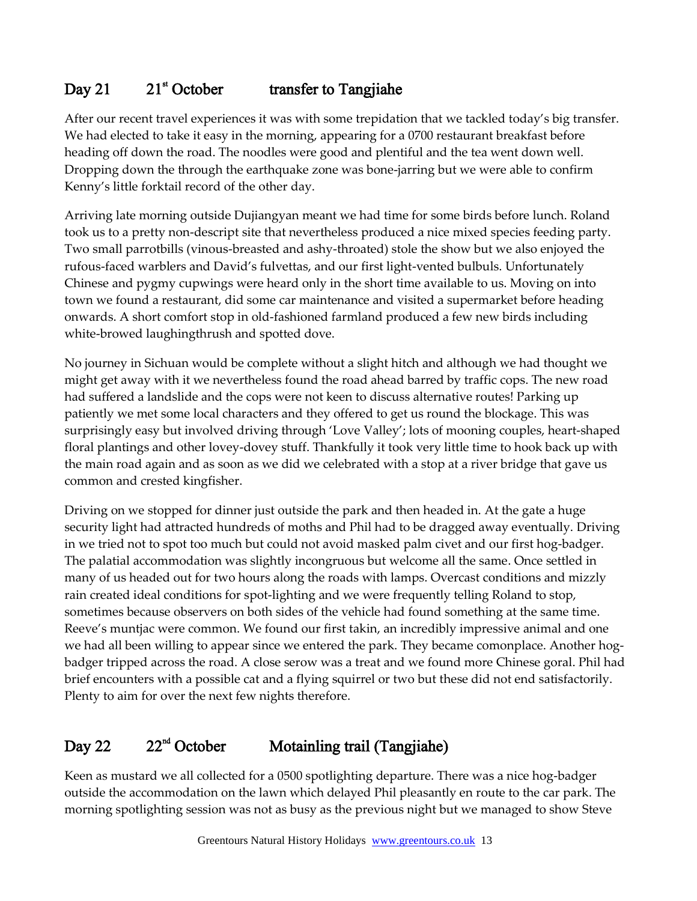## Day 21 21st October transfer to Tangjiahe

After our recent travel experiences it was with some trepidation that we tackled today's big transfer. We had elected to take it easy in the morning, appearing for a 0700 restaurant breakfast before heading off down the road. The noodles were good and plentiful and the tea went down well. Dropping down the through the earthquake zone was bone-jarring but we were able to confirm Kenny's little forktail record of the other day.

Arriving late morning outside Dujiangyan meant we had time for some birds before lunch. Roland took us to a pretty non-descript site that nevertheless produced a nice mixed species feeding party. Two small parrotbills (vinous-breasted and ashy-throated) stole the show but we also enjoyed the rufous-faced warblers and David's fulvettas, and our first light-vented bulbuls. Unfortunately Chinese and pygmy cupwings were heard only in the short time available to us. Moving on into town we found a restaurant, did some car maintenance and visited a supermarket before heading onwards. A short comfort stop in old-fashioned farmland produced a few new birds including white-browed laughingthrush and spotted dove.

No journey in Sichuan would be complete without a slight hitch and although we had thought we might get away with it we nevertheless found the road ahead barred by traffic cops. The new road had suffered a landslide and the cops were not keen to discuss alternative routes! Parking up patiently we met some local characters and they offered to get us round the blockage. This was surprisingly easy but involved driving through 'Love Valley'; lots of mooning couples, heart-shaped floral plantings and other lovey-dovey stuff. Thankfully it took very little time to hook back up with the main road again and as soon as we did we celebrated with a stop at a river bridge that gave us common and crested kingfisher.

Driving on we stopped for dinner just outside the park and then headed in. At the gate a huge security light had attracted hundreds of moths and Phil had to be dragged away eventually. Driving in we tried not to spot too much but could not avoid masked palm civet and our first hog-badger. The palatial accommodation was slightly incongruous but welcome all the same. Once settled in many of us headed out for two hours along the roads with lamps. Overcast conditions and mizzly rain created ideal conditions for spot-lighting and we were frequently telling Roland to stop, sometimes because observers on both sides of the vehicle had found something at the same time. Reeve's muntjac were common. We found our first takin, an incredibly impressive animal and one we had all been willing to appear since we entered the park. They became comonplace. Another hog-badger tripped across the road. A close serow was a treat and we found more Chinese goral. Phil had brief encounters with a possible cat and a flying squirrel or two but these did not end satisfactorily. Plenty to aim for over the next few nights therefore.

## Day 22 22nd October Motainling trail (Tangjiahe)

Keen as mustard we all collected for a 0500 spotlighting departure. There was a nice hog-badger outside the accommodation on the lawn which delayed Phil pleasantly en route to the car park. The morning spotlighting session was not as busy as the previous night but we managed to show Steve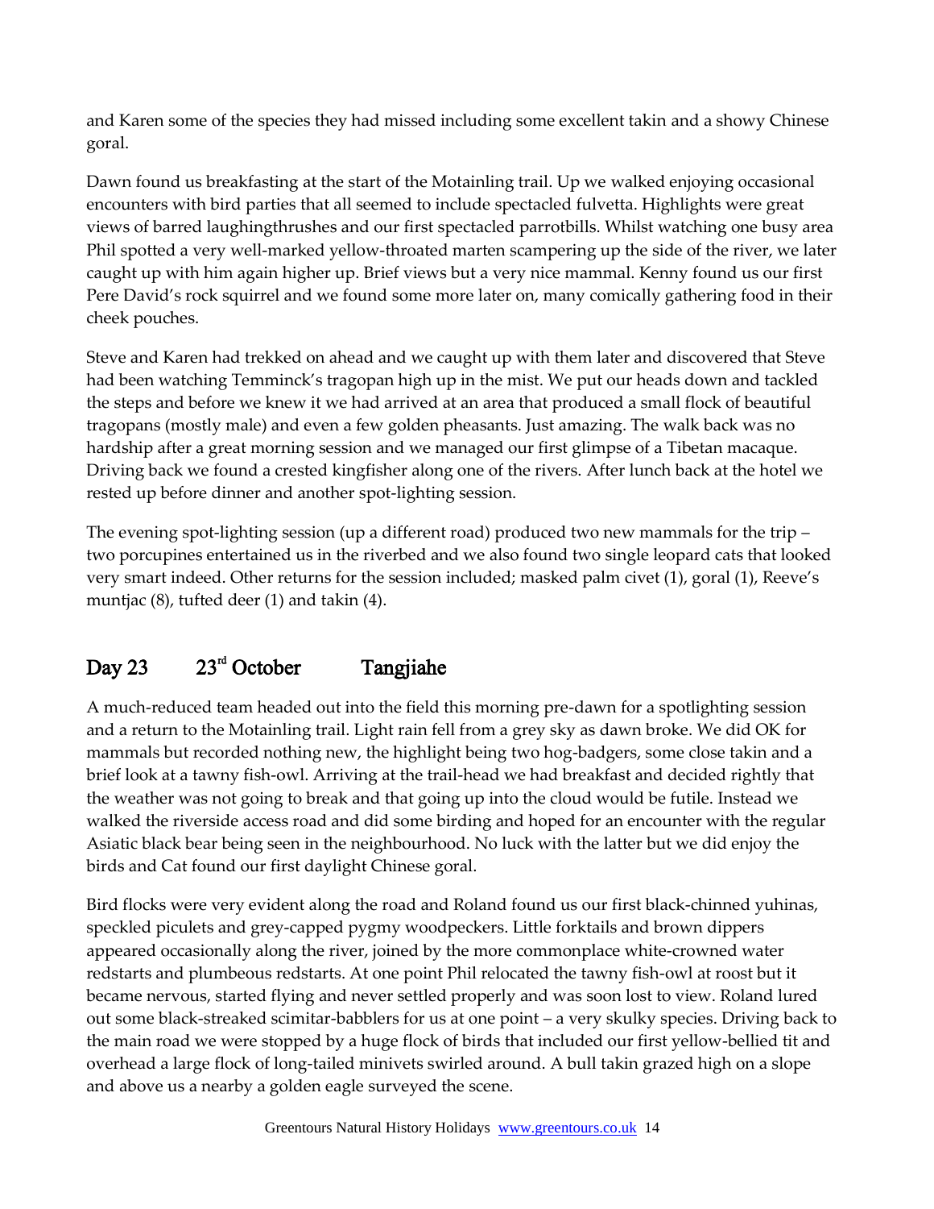and Karen some of the species they had missed including some excellent takin and a showy Chinese goral.

Dawn found us breakfasting at the start of the Motainling trail. Up we walked enjoying occasional encounters with bird parties that all seemed to include spectacled fulvetta. Highlights were great views of barred laughingthrushes and our first spectacled parrotbills. Whilst watching one busy area Phil spotted a very well-marked yellow-throated marten scampering up the side of the river, we later caught up with him again higher up. Brief views but a very nice mammal. Kenny found us our first Pere David's rock squirrel and we found some more later on, many comically gathering food in their cheek pouches.

Steve and Karen had trekked on ahead and we caught up with them later and discovered that Steve had been watching Temminck's tragopan high up in the mist. We put our heads down and tackled the steps and before we knew it we had arrived at an area that produced a small flock of beautiful tragopans (mostly male) and even a few golden pheasants. Just amazing. The walk back was no hardship after a great morning session and we managed our first glimpse of a Tibetan macaque. Driving back we found a crested kingfisher along one of the rivers. After lunch back at the hotel we rested up before dinner and another spot-lighting session.

The evening spot-lighting session (up a different road) produced two new mammals for the trip – two porcupines entertained us in the riverbed and we also found two single leopard cats that looked very smart indeed. Other returns for the session included; masked palm civet (1), goral (1), Reeve's muntjac (8), tufted deer (1) and takin (4).

## Day 23 23rd October Tangjiahe

A much-reduced team headed out into the field this morning pre-dawn for a spotlighting session and a return to the Motainling trail. Light rain fell from a grey sky as dawn broke. We did OK for mammals but recorded nothing new, the highlight being two hog-badgers, some close takin and a brief look at a tawny fish-owl. Arriving at the trail-head we had breakfast and decided rightly that the weather was not going to break and that going up into the cloud would be futile. Instead we walked the riverside access road and did some birding and hoped for an encounter with the regular Asiatic black bear being seen in the neighbourhood. No luck with the latter but we did enjoy the birds and Cat found our first daylight Chinese goral.

Bird flocks were very evident along the road and Roland found us our first black-chinned yuhinas, speckled piculets and grey-capped pygmy woodpeckers. Little forktails and brown dippers appeared occasionally along the river, joined by the more commonplace white-crowned water redstarts and plumbeous redstarts. At one point Phil relocated the tawny fish-owl at roost but it became nervous, started flying and never settled properly and was soon lost to view. Roland lured out some black-streaked scimitar-babblers for us at one point – a very skulky species. Driving back to the main road we were stopped by a huge flock of birds that included our first yellow-bellied tit and overhead a large flock of long-tailed minivets swirled around. A bull takin grazed high on a slope and above us a nearby a golden eagle surveyed the scene.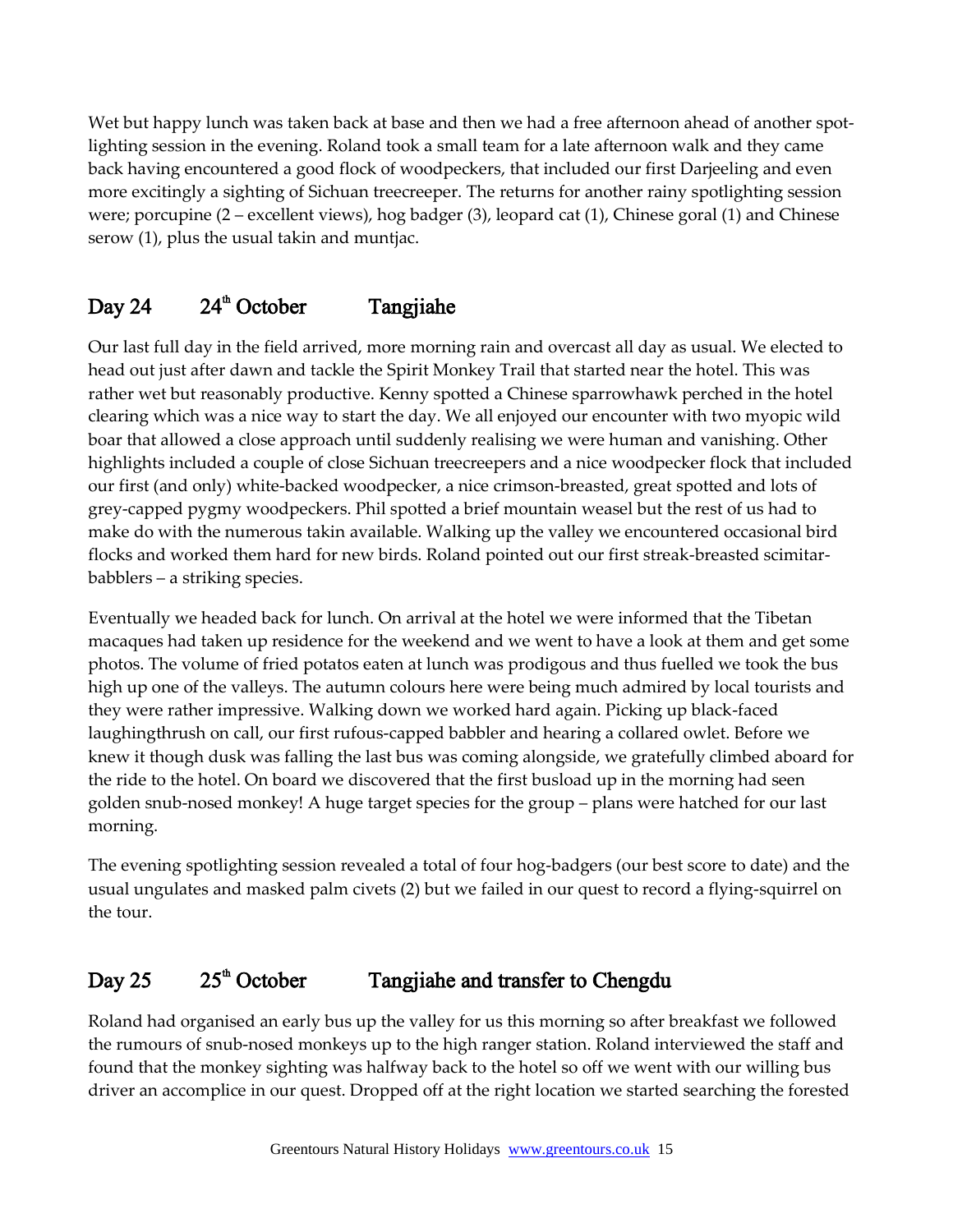Wet but happy lunch was taken back at base and then we had a free afternoon ahead of another spot-lighting session in the evening. Roland took a small team for a late afternoon walk and they came back having encountered a good flock of woodpeckers, that included our first Darjeeling and even more excitingly a sighting of Sichuan treecreeper. The returns for another rainy spotlighting session were; porcupine (2 – excellent views), hog badger (3), leopard cat (1), Chinese goral (1) and Chinese serow (1), plus the usual takin and muntjac.

## Day 24 24th October Tangjiahe

Our last full day in the field arrived, more morning rain and overcast all day as usual. We elected to head out just after dawn and tackle the Spirit Monkey Trail that started near the hotel. This was rather wet but reasonably productive. Kenny spotted a Chinese sparrowhawk perched in the hotel clearing which was a nice way to start the day. We all enjoyed our encounter with two myopic wild boar that allowed a close approach until suddenly realising we were human and vanishing. Other highlights included a couple of close Sichuan treecreepers and a nice woodpecker flock that included our first (and only) white-backed woodpecker, a nice crimson-breasted, great spotted and lots of grey-capped pygmy woodpeckers. Phil spotted a brief mountain weasel but the rest of us had to make do with the numerous takin available. Walking up the valley we encountered occasional bird flocks and worked them hard for new birds. Roland pointed out our first streak-breasted scimitar-babblers – a striking species.

Eventually we headed back for lunch. On arrival at the hotel we were informed that the Tibetan macaques had taken up residence for the weekend and we went to have a look at them and get some photos. The volume of fried potatos eaten at lunch was prodigous and thus fuelled we took the bus high up one of the valleys. The autumn colours here were being much admired by local tourists and they were rather impressive. Walking down we worked hard again. Picking up black-faced laughingthrush on call, our first rufous-capped babbler and hearing a collared owlet. Before we knew it though dusk was falling the last bus was coming alongside, we gratefully climbed aboard for the ride to the hotel. On board we discovered that the first busload up in the morning had seen golden snub-nosed monkey! A huge target species for the group – plans were hatched for our last morning.

The evening spotlighting session revealed a total of four hog-badgers (our best score to date) and the usual ungulates and masked palm civets (2) but we failed in our quest to record a flying-squirrel on the tour.

## Day 25 25th October Tangjiahe and transfer to Chengdu

Roland had organised an early bus up the valley for us this morning so after breakfast we followed the rumours of snub-nosed monkeys up to the high ranger station. Roland interviewed the staff and found that the monkey sighting was halfway back to the hotel so off we went with our willing bus driver an accomplice in our quest. Dropped off at the right location we started searching the forested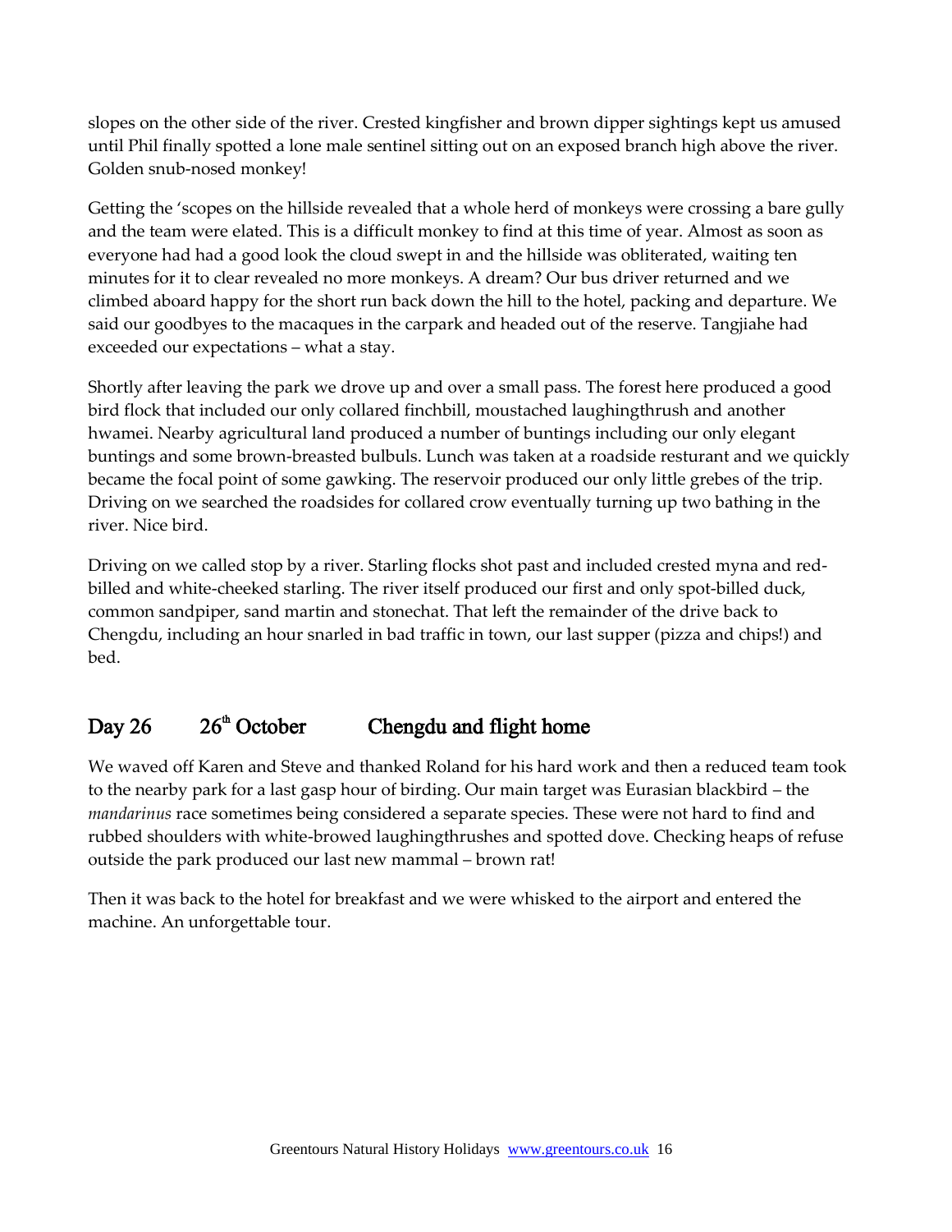slopes on the other side of the river. Crested kingfisher and brown dipper sightings kept us amused until Phil finally spotted a lone male sentinel sitting out on an exposed branch high above the river. Golden snub-nosed monkey!

Getting the 'scopes on the hillside revealed that a whole herd of monkeys were crossing a bare gully and the team were elated. This is a difficult monkey to find at this time of year. Almost as soon as everyone had had a good look the cloud swept in and the hillside was obliterated, waiting ten minutes for it to clear revealed no more monkeys. A dream? Our bus driver returned and we climbed aboard happy for the short run back down the hill to the hotel, packing and departure. We said our goodbyes to the macaques in the carpark and headed out of the reserve. Tangjiahe had exceeded our expectations – what a stay.

Shortly after leaving the park we drove up and over a small pass. The forest here produced a good bird flock that included our only collared finchbill, moustached laughingthrush and another hwamei. Nearby agricultural land produced a number of buntings including our only elegant buntings and some brown-breasted bulbuls. Lunch was taken at a roadside resturant and we quickly became the focal point of some gawking. The reservoir produced our only little grebes of the trip. Driving on we searched the roadsides for collared crow eventually turning up two bathing in the river. Nice bird.

Driving on we called stop by a river. Starling flocks shot past and included crested myna and red-billed and white-cheeked starling. The river itself produced our first and only spot-billed duck, common sandpiper, sand martin and stonechat. That left the remainder of the drive back to Chengdu, including an hour snarled in bad traffic in town, our last supper (pizza and chips!) and bed.

## Day 26 26th October Chengdu and flight home

We waved off Karen and Steve and thanked Roland for his hard work and then a reduced team took to the nearby park for a last gasp hour of birding. Our main target was Eurasian blackbird – the *mandarinus* race sometimes being considered a separate species. These were not hard to find and rubbed shoulders with white-browed laughingthrushes and spotted dove. Checking heaps of refuse outside the park produced our last new mammal – brown rat!

Then it was back to the hotel for breakfast and we were whisked to the airport and entered the machine. An unforgettable tour.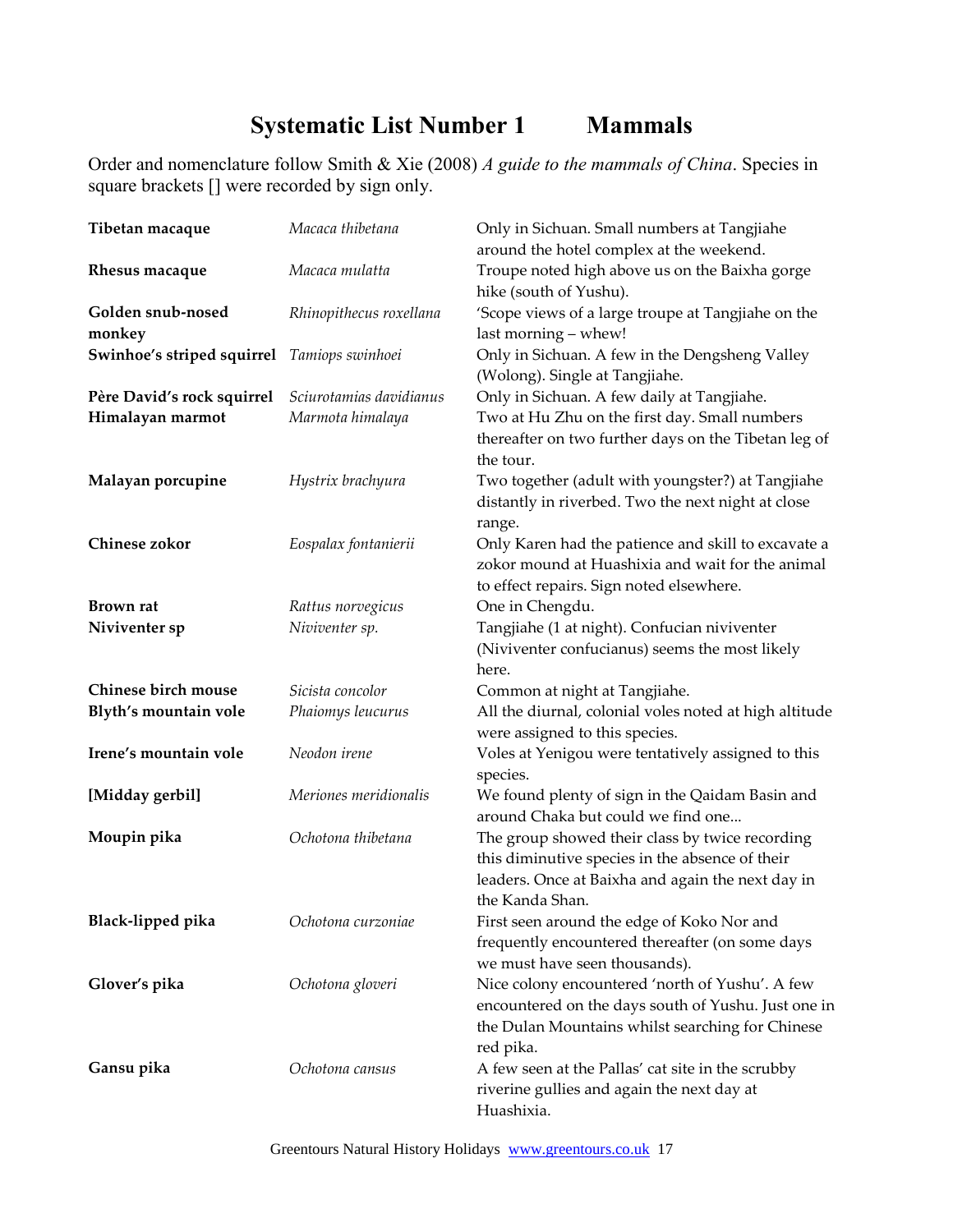# Systematic List Number 1 Mammals

Order and nomenclature follow Smith & Xie (2008) *A guide to the mammals of China*. Species in square brackets [] were recorded by sign only.

| | | |
|---|---|---|
| **Tibetan macaque** | *Macaca thibetana* | Only in Sichuan. Small numbers at Tangjiahe around the hotel complex at the weekend. |
| **Rhesus macaque** | *Macaca mulatta* | Troupe noted high above us on the Baixha gorge hike (south of Yushu). |
| **Golden snub-nosed monkey** | *Rhinopithecus roxellana* | 'Scope views of a large troupe at Tangjiahe on the last morning – whew! |
| **Swinhoe's striped squirrel** | *Tamiops swinhoei* | Only in Sichuan. A few in the Dengsheng Valley (Wolong). Single at Tangjiahe. |
| **Père David's rock squirrel** | *Sciurotamias davidianus* | Only in Sichuan. A few daily at Tangjiahe. |
| **Himalayan marmot** | *Marmota himalaya* | Two at Hu Zhu on the first day. Small numbers thereafter on two further days on the Tibetan leg of the tour. |
| **Malayan porcupine** | *Hystrix brachyura* | Two together (adult with youngster?) at Tangjiahe distantly in riverbed. Two the next night at close range. |
| **Chinese zokor** | *Eospalax fontanierii* | Only Karen had the patience and skill to excavate a zokor mound at Huashixia and wait for the animal to effect repairs. Sign noted elsewhere. |
| **Brown rat** | *Rattus norvegicus* | One in Chengdu. |
| **Niviventer sp** | *Niviventer sp.* | Tangjiahe (1 at night). Confucian niviventer (Niviventer confucianus) seems the most likely here. |
| **Chinese birch mouse** | *Sicista concolor* | Common at night at Tangjiahe. |
| **Blyth's mountain vole** | *Phaiomys leucurus* | All the diurnal, colonial voles noted at high altitude were assigned to this species. |
| **Irene's mountain vole** | *Neodon irene* | Voles at Yenigou were tentatively assigned to this species. |
| **[Midday gerbil]** | *Meriones meridionalis* | We found plenty of sign in the Qaidam Basin and around Chaka but could we find one... |
| **Moupin pika** | *Ochotona thibetana* | The group showed their class by twice recording this diminutive species in the absence of their leaders. Once at Baixha and again the next day in the Kanda Shan. |
| **Black-lipped pika** | *Ochotona curzoniae* | First seen around the edge of Koko Nor and frequently encountered thereafter (on some days we must have seen thousands). |
| **Glover's pika** | *Ochotona gloveri* | Nice colony encountered 'north of Yushu'. A few encountered on the days south of Yushu. Just one in the Dulan Mountains whilst searching for Chinese red pika. |
| **Gansu pika** | *Ochotona cansus* | A few seen at the Pallas' cat site in the scrubby riverine gullies and again the next day at Huashixia. |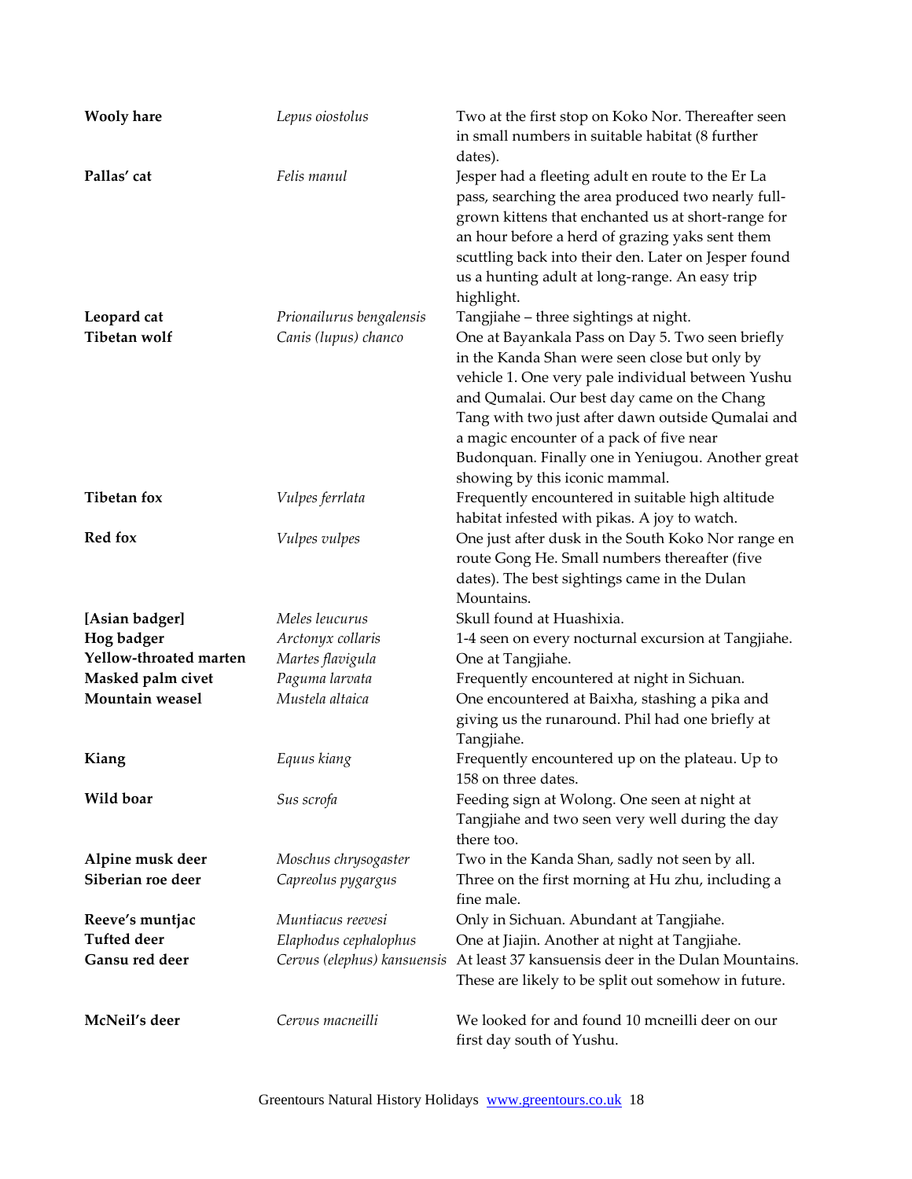| | | |
|---|---|---|
| **Wooly hare** | *Lepus oiostolus* | Two at the first stop on Koko Nor. Thereafter seen in small numbers in suitable habitat (8 further dates). |
| **Pallas' cat** | *Felis manul* | Jesper had a fleeting adult en route to the Er La pass, searching the area produced two nearly full-grown kittens that enchanted us at short-range for an hour before a herd of grazing yaks sent them scuttling back into their den. Later on Jesper found us a hunting adult at long-range. An easy trip highlight. |
| **Leopard cat** | *Prionailurus bengalensis* | Tangjiahe – three sightings at night. |
| **Tibetan wolf** | *Canis (lupus) chanco* | One at Bayankala Pass on Day 5. Two seen briefly in the Kanda Shan were seen close but only by vehicle 1. One very pale individual between Yushu and Qumalai. Our best day came on the Chang Tang with two just after dawn outside Qumalai and a magic encounter of a pack of five near Budonquan. Finally one in Yeniugou. Another great showing by this iconic mammal. |
| **Tibetan fox** | *Vulpes ferrlata* | Frequently encountered in suitable high altitude habitat infested with pikas. A joy to watch. |
| **Red fox** | *Vulpes vulpes* | One just after dusk in the South Koko Nor range en route Gong He. Small numbers thereafter (five dates). The best sightings came in the Dulan Mountains. |
| **[Asian badger]** | *Meles leucurus* | Skull found at Huashixia. |
| **Hog badger** | *Arctonyx collaris* | 1-4 seen on every nocturnal excursion at Tangjiahe. |
| **Yellow-throated marten** | *Martes flavigula* | One at Tangjiahe. |
| **Masked palm civet** | *Paguma larvata* | Frequently encountered at night in Sichuan. |
| **Mountain weasel** | *Mustela altaica* | One encountered at Baixha, stashing a pika and giving us the runaround. Phil had one briefly at Tangjiahe. |
| **Kiang** | *Equus kiang* | Frequently encountered up on the plateau. Up to 158 on three dates. |
| **Wild boar** | *Sus scrofa* | Feeding sign at Wolong. One seen at night at Tangjiahe and two seen very well during the day there too. |
| **Alpine musk deer** | *Moschus chrysogaster* | Two in the Kanda Shan, sadly not seen by all. |
| **Siberian roe deer** | *Capreolus pygargus* | Three on the first morning at Hu zhu, including a fine male. |
| **Reeve's muntjac** | *Muntiacus reevesi* | Only in Sichuan. Abundant at Tangjiahe. |
| **Tufted deer** | *Elaphodus cephalophus* | One at Jiajin. Another at night at Tangjiahe. |
| **Gansu red deer** | *Cervus (elephus) kansuensis* | At least 37 kansuensis deer in the Dulan Mountains. These are likely to be split out somehow in future. |
| **McNeil's deer** | *Cervus macneilli* | We looked for and found 10 mcneilli deer on our first day south of Yushu. |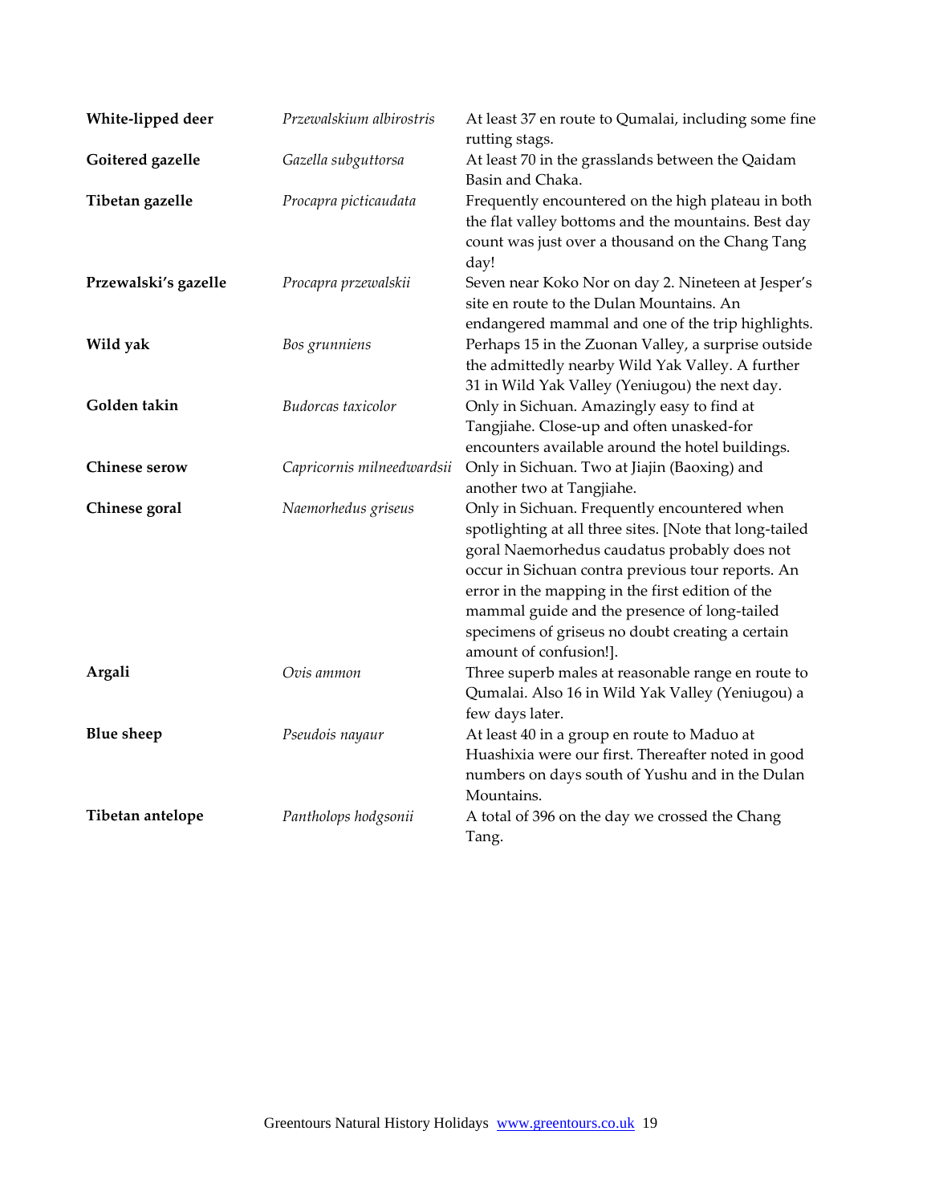| | | |
|---|---|---|
| **White-lipped deer** | *Przewalskium albirostris* | At least 37 en route to Qumalai, including some fine rutting stags. |
| **Goitered gazelle** | *Gazella subguttorsa* | At least 70 in the grasslands between the Qaidam Basin and Chaka. |
| **Tibetan gazelle** | *Procapra picticaudata* | Frequently encountered on the high plateau in both the flat valley bottoms and the mountains. Best day count was just over a thousand on the Chang Tang day! |
| **Przewalski's gazelle** | *Procapra przewalskii* | Seven near Koko Nor on day 2. Nineteen at Jesper's site en route to the Dulan Mountains. An endangered mammal and one of the trip highlights. |
| **Wild yak** | *Bos grunniens* | Perhaps 15 in the Zuonan Valley, a surprise outside the admittedly nearby Wild Yak Valley. A further 31 in Wild Yak Valley (Yeniugou) the next day. |
| **Golden takin** | *Budorcas taxicolor* | Only in Sichuan. Amazingly easy to find at Tangjiahe. Close-up and often unasked-for encounters available around the hotel buildings. |
| **Chinese serow** | *Capricornis milneedwardsii* | Only in Sichuan. Two at Jiajin (Baoxing) and another two at Tangjiahe. |
| **Chinese goral** | *Naemorhedus griseus* | Only in Sichuan. Frequently encountered when spotlighting at all three sites. [Note that long-tailed goral Naemorhedus caudatus probably does not occur in Sichuan contra previous tour reports. An error in the mapping in the first edition of the mammal guide and the presence of long-tailed specimens of griseus no doubt creating a certain amount of confusion!]. |
| **Argali** | *Ovis ammon* | Three superb males at reasonable range en route to Qumalai. Also 16 in Wild Yak Valley (Yeniugou) a few days later. |
| **Blue sheep** | *Pseudois nayaur* | At least 40 in a group en route to Maduo at Huashixia were our first. Thereafter noted in good numbers on days south of Yushu and in the Dulan Mountains. |
| **Tibetan antelope** | *Pantholops hodgsonii* | A total of 396 on the day we crossed the Chang Tang. |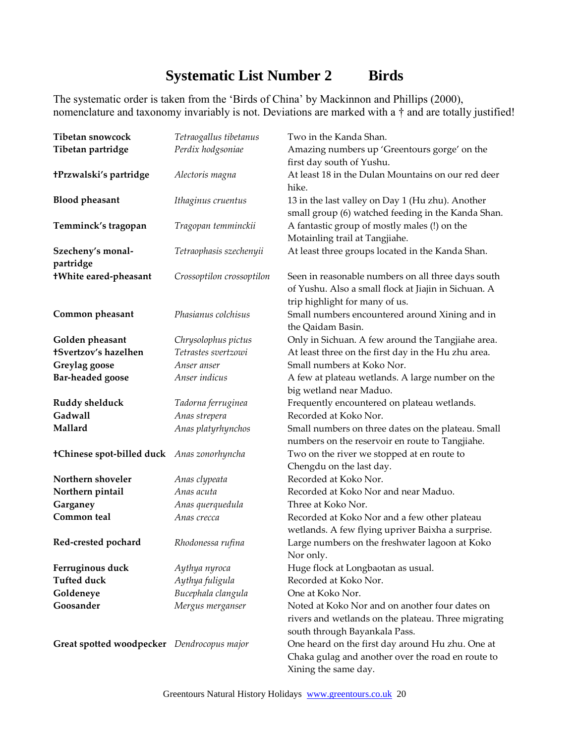# Systematic List Number 2 Birds

The systematic order is taken from the 'Birds of China' by Mackinnon and Phillips (2000), nomenclature and taxonomy invariably is not. Deviations are marked with a † and are totally justified!

| | | |
|---|---|---|
| **Tibetan snowcock** | *Tetraogallus tibetanus* | Two in the Kanda Shan. |
| **Tibetan partridge** | *Perdix hodgsoniae* | Amazing numbers up 'Greentours gorge' on the first day south of Yushu. |
| **†Przwalski's partridge** | *Alectoris magna* | At least 18 in the Dulan Mountains on our red deer hike. |
| **Blood pheasant** | *Ithaginus cruentus* | 13 in the last valley on Day 1 (Hu zhu). Another small group (6) watched feeding in the Kanda Shan. |
| **Temminck's tragopan** | *Tragopan temminckii* | A fantastic group of mostly males (!) on the Motainling trail at Tangjiahe. |
| **Szecheny's monal-partridge** | *Tetraophasis szechenyii* | At least three groups located in the Kanda Shan. |
| **†White eared-pheasant** | *Crossoptilon crossoptilon* | Seen in reasonable numbers on all three days south of Yushu. Also a small flock at Jiajin in Sichuan. A trip highlight for many of us. |
| **Common pheasant** | *Phasianus colchisus* | Small numbers encountered around Xining and in the Qaidam Basin. |
| **Golden pheasant** | *Chrysolophus pictus* | Only in Sichuan. A few around the Tangjiahe area. |
| **†Svertzov's hazelhen** | *Tetrastes svertzowi* | At least three on the first day in the Hu zhu area. |
| **Greylag goose** | *Anser anser* | Small numbers at Koko Nor. |
| **Bar-headed goose** | *Anser indicus* | A few at plateau wetlands. A large number on the big wetland near Maduo. |
| **Ruddy shelduck** | *Tadorna ferruginea* | Frequently encountered on plateau wetlands. |
| **Gadwall** | *Anas strepera* | Recorded at Koko Nor. |
| **Mallard** | *Anas platyrhynchos* | Small numbers on three dates on the plateau. Small numbers on the reservoir en route to Tangjiahe. |
| **†Chinese spot-billed duck** | *Anas zonorhyncha* | Two on the river we stopped at en route to Chengdu on the last day. |
| **Northern shoveler** | *Anas clypeata* | Recorded at Koko Nor. |
| **Northern pintail** | *Anas acuta* | Recorded at Koko Nor and near Maduo. |
| **Garganey** | *Anas querquedula* | Three at Koko Nor. |
| **Common teal** | *Anas crecca* | Recorded at Koko Nor and a few other plateau wetlands. A few flying upriver Baixha a surprise. |
| **Red-crested pochard** | *Rhodonessa rufina* | Large numbers on the freshwater lagoon at Koko Nor only. |
| **Ferruginous duck** | *Aythya nyroca* | Huge flock at Longbaotan as usual. |
| **Tufted duck** | *Aythya fuligula* | Recorded at Koko Nor. |
| **Goldeneye** | *Bucephala clangula* | One at Koko Nor. |
| **Goosander** | *Mergus merganser* | Noted at Koko Nor and on another four dates on rivers and wetlands on the plateau. Three migrating south through Bayankala Pass. |
| **Great spotted woodpecker** | *Dendrocopus major* | One heard on the first day around Hu zhu. One at Chaka gulag and another over the road en route to Xining the same day. |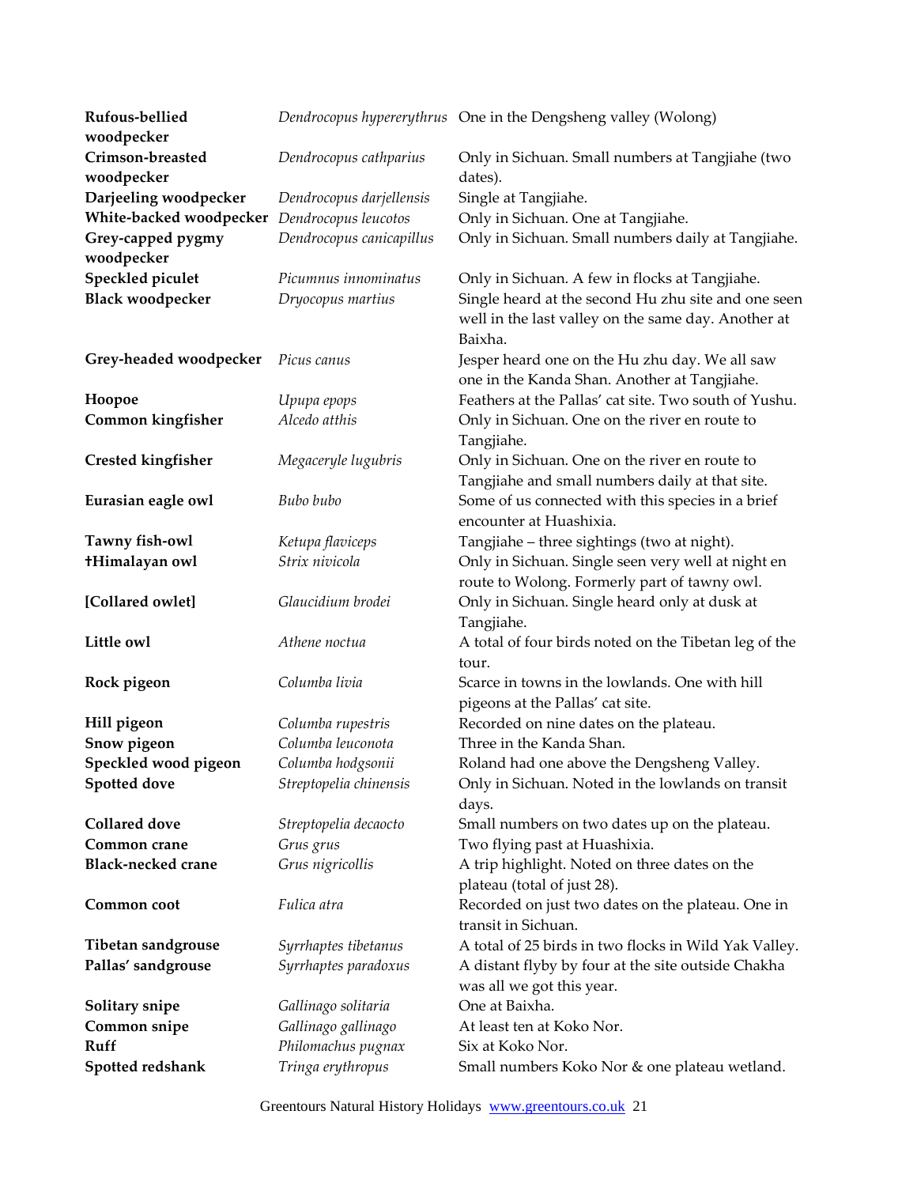| | | |
|---|---|---|
| **Rufous-bellied woodpecker** | *Dendrocopus hyperythrus* | One in the Dengsheng valley (Wolong) |
| **Crimson-breasted woodpecker** | *Dendrocopus cathparius* | Only in Sichuan. Small numbers at Tangjiahe (two dates). |
| **Darjeeling woodpecker** | *Dendrocopus darjellensis* | Single at Tangjiahe. |
| **White-backed woodpecker** | *Dendrocopus leucotos* | Only in Sichuan. One at Tangjiahe. |
| **Grey-capped pygmy woodpecker** | *Dendrocopus canicapillus* | Only in Sichuan. Small numbers daily at Tangjiahe. |
| **Speckled piculet** | *Picumnus innominatus* | Only in Sichuan. A few in flocks at Tangjiahe. |
| **Black woodpecker** | *Dryocopus martius* | Single heard at the second Hu zhu site and one seen well in the last valley on the same day. Another at Baixha. |
| **Grey-headed woodpecker** | *Picus canus* | Jesper heard one on the Hu zhu day. We all saw one in the Kanda Shan. Another at Tangjiahe. |
| **Hoopoe** | *Upupa epops* | Feathers at the Pallas' cat site. Two south of Yushu. |
| **Common kingfisher** | *Alcedo atthis* | Only in Sichuan. One on the river en route to Tangjiahe. |
| **Crested kingfisher** | *Megaceryle lugubris* | Only in Sichuan. One on the river en route to Tangjiahe and small numbers daily at that site. |
| **Eurasian eagle owl** | *Bubo bubo* | Some of us connected with this species in a brief encounter at Huashixia. |
| **Tawny fish-owl** | *Ketupa flaviceps* | Tangjiahe – three sightings (two at night). |
| **†Himalayan owl** | *Strix nivicola* | Only in Sichuan. Single seen very well at night en route to Wolong. Formerly part of tawny owl. |
| **[Collared owlet]** | *Glaucidium brodei* | Only in Sichuan. Single heard only at dusk at Tangjiahe. |
| **Little owl** | *Athene noctua* | A total of four birds noted on the Tibetan leg of the tour. |
| **Rock pigeon** | *Columba livia* | Scarce in towns in the lowlands. One with hill pigeons at the Pallas' cat site. |
| **Hill pigeon** | *Columba rupestris* | Recorded on nine dates on the plateau. |
| **Snow pigeon** | *Columba leuconota* | Three in the Kanda Shan. |
| **Speckled wood pigeon** | *Columba hodgsonii* | Roland had one above the Dengsheng Valley. |
| **Spotted dove** | *Streptopelia chinensis* | Only in Sichuan. Noted in the lowlands on transit days. |
| **Collared dove** | *Streptopelia decaocto* | Small numbers on two dates up on the plateau. |
| **Common crane** | *Grus grus* | Two flying past at Huashixia. |
| **Black-necked crane** | *Grus nigricollis* | A trip highlight. Noted on three dates on the plateau (total of just 28). |
| **Common coot** | *Fulica atra* | Recorded on just two dates on the plateau. One in transit in Sichuan. |
| **Tibetan sandgrouse** | *Syrrhaptes tibetanus* | A total of 25 birds in two flocks in Wild Yak Valley. |
| **Pallas' sandgrouse** | *Syrrhaptes paradoxus* | A distant flyby by four at the site outside Chakha was all we got this year. |
| **Solitary snipe** | *Gallinago solitaria* | One at Baixha. |
| **Common snipe** | *Gallinago gallinago* | At least ten at Koko Nor. |
| **Ruff** | *Philomachus pugnax* | Six at Koko Nor. |
| **Spotted redshank** | *Tringa erythropus* | Small numbers Koko Nor & one plateau wetland. |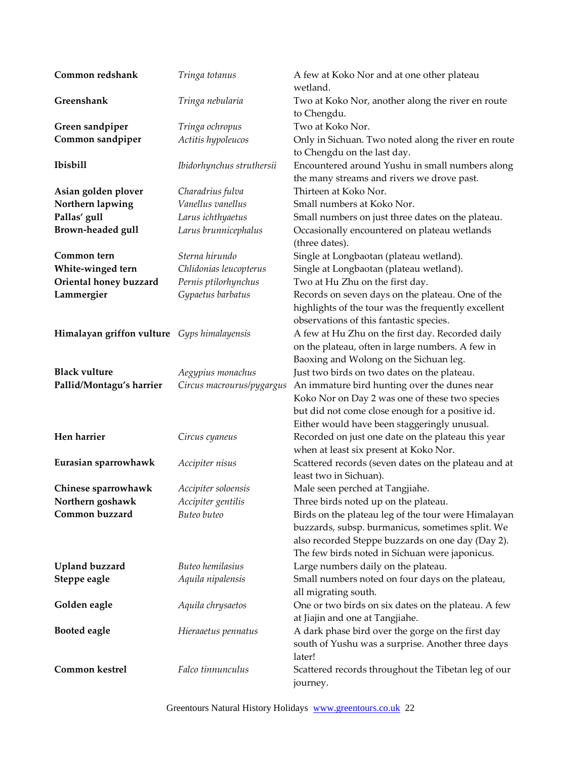| | | |
|---|---|---|
| **Common redshank** | *Tringa totanus* | A few at Koko Nor and at one other plateau wetland. |
| **Greenshank** | *Tringa nebularia* | Two at Koko Nor, another along the river en route to Chengdu. |
| **Green sandpiper** | *Tringa ochropus* | Two at Koko Nor. |
| **Common sandpiper** | *Actitis hypoleucos* | Only in Sichuan. Two noted along the river en route to Chengdu on the last day. |
| **Ibisbill** | *Ibidorhynchus struthersii* | Encountered around Yushu in small numbers along the many streams and rivers we drove past. |
| **Asian golden plover** | *Charadrius fulva* | Thirteen at Koko Nor. |
| **Northern lapwing** | *Vanellus vanellus* | Small numbers at Koko Nor. |
| **Pallas' gull** | *Larus ichthyaetus* | Small numbers on just three dates on the plateau. |
| **Brown-headed gull** | *Larus brunnicephalus* | Occasionally encountered on plateau wetlands (three dates). |
| **Common tern** | *Sterna hirundo* | Single at Longbaotan (plateau wetland). |
| **White-winged tern** | *Chlidonias leucopterus* | Single at Longbaotan (plateau wetland). |
| **Oriental honey buzzard** | *Pernis ptilorhynchus* | Two at Hu Zhu on the first day. |
| **Lammergier** | *Gypaetus barbatus* | Records on seven days on the plateau. One of the highlights of the tour was the frequently excellent observations of this fantastic species. |
| **Himalayan griffon vulture** | *Gyps himalayensis* | A few at Hu Zhu on the first day. Recorded daily on the plateau, often in large numbers. A few in Baoxing and Wolong on the Sichuan leg. |
| **Black vulture** | *Aegypius monachus* | Just two birds on two dates on the plateau. |
| **Pallid/Montagu's harrier** | *Circus macrourus/pygargus* | An immature bird hunting over the dunes near Koko Nor on Day 2 was one of these two species but did not come close enough for a positive id. Either would have been staggeringly unusual. |
| **Hen harrier** | *Circus cyaneus* | Recorded on just one date on the plateau this year when at least six present at Koko Nor. |
| **Eurasian sparrowhawk** | *Accipiter nisus* | Scattered records (seven dates on the plateau and at least two in Sichuan). |
| **Chinese sparrowhawk** | *Accipiter soloensis* | Male seen perched at Tangjiahe. |
| **Northern goshawk** | *Accipiter gentilis* | Three birds noted up on the plateau. |
| **Common buzzard** | *Buteo buteo* | Birds on the plateau leg of the tour were Himalayan buzzards, subsp. burmanicus, sometimes split. We also recorded Steppe buzzards on one day (Day 2). The few birds noted in Sichuan were japonicus. |
| **Upland buzzard** | *Buteo hemilasius* | Large numbers daily on the plateau. |
| **Steppe eagle** | *Aquila nipalensis* | Small numbers noted on four days on the plateau, all migrating south. |
| **Golden eagle** | *Aquila chrysaetos* | One or two birds on six dates on the plateau. A few at Jiajin and one at Tangjiahe. |
| **Booted eagle** | *Hieraaetus pennatus* | A dark phase bird over the gorge on the first day south of Yushu was a surprise. Another three days later! |
| **Common kestrel** | *Falco tinnunculus* | Scattered records throughout the Tibetan leg of our journey. |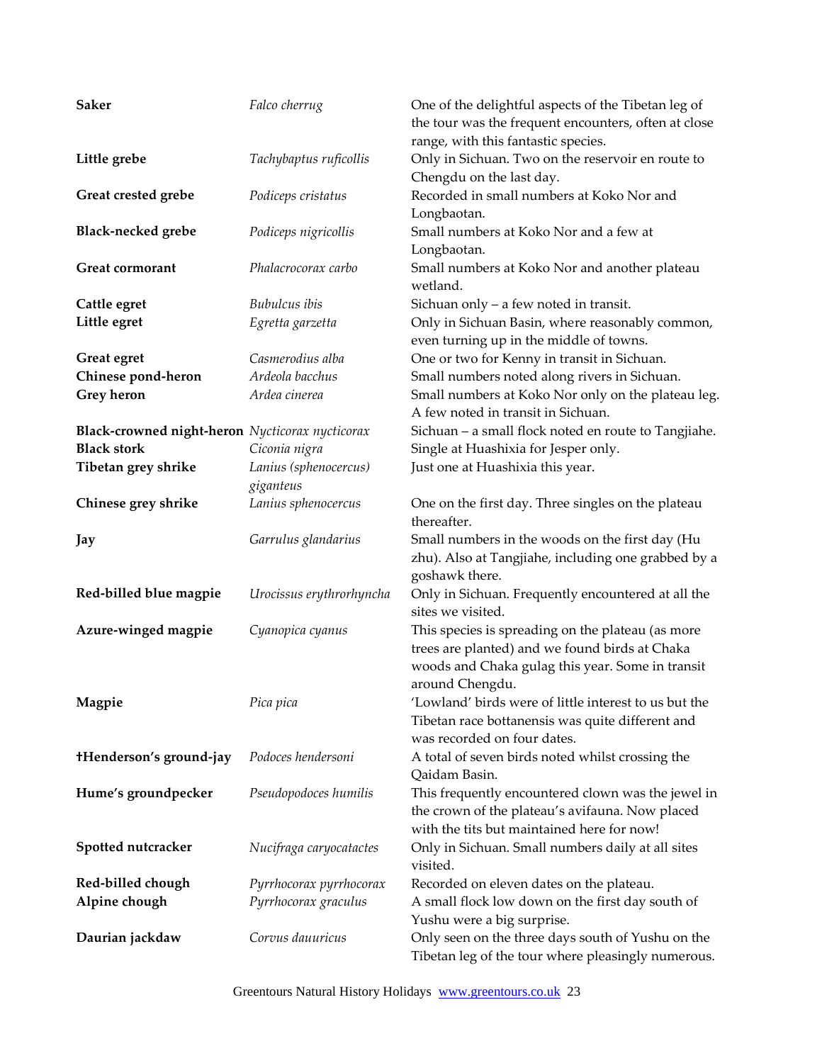| | | |
|---|---|---|
| **Saker** | *Falco cherrug* | One of the delightful aspects of the Tibetan leg of the tour was the frequent encounters, often at close range, with this fantastic species. |
| **Little grebe** | *Tachybaptus ruficollis* | Only in Sichuan. Two on the reservoir en route to Chengdu on the last day. |
| **Great crested grebe** | *Podiceps cristatus* | Recorded in small numbers at Koko Nor and Longbaotan. |
| **Black-necked grebe** | *Podiceps nigricollis* | Small numbers at Koko Nor and a few at Longbaotan. |
| **Great cormorant** | *Phalacrocorax carbo* | Small numbers at Koko Nor and another plateau wetland. |
| **Cattle egret** | *Bubulcus ibis* | Sichuan only – a few noted in transit. |
| **Little egret** | *Egretta garzetta* | Only in Sichuan Basin, where reasonably common, even turning up in the middle of towns. |
| **Great egret** | *Casmerodius alba* | One or two for Kenny in transit in Sichuan. |
| **Chinese pond-heron** | *Ardeola bacchus* | Small numbers noted along rivers in Sichuan. |
| **Grey heron** | *Ardea cinerea* | Small numbers at Koko Nor only on the plateau leg. A few noted in transit in Sichuan. |
| **Black-crowned night-heron** | *Nycticorax nycticorax* | Sichuan – a small flock noted en route to Tangjiahe. |
| **Black stork** | *Ciconia nigra* | Single at Huashixia for Jesper only. |
| **Tibetan grey shrike** | *Lanius (sphenocercus) giganteus* | Just one at Huashixia this year. |
| **Chinese grey shrike** | *Lanius sphenocercus* | One on the first day. Three singles on the plateau thereafter. |
| **Jay** | *Garrulus glandarius* | Small numbers in the woods on the first day (Hu zhu). Also at Tangjiahe, including one grabbed by a goshawk there. |
| **Red-billed blue magpie** | *Urocissus erythrorhyncha* | Only in Sichuan. Frequently encountered at all the sites we visited. |
| **Azure-winged magpie** | *Cyanopica cyanus* | This species is spreading on the plateau (as more trees are planted) and we found birds at Chaka woods and Chaka gulag this year. Some in transit around Chengdu. |
| **Magpie** | *Pica pica* | 'Lowland' birds were of little interest to us but the Tibetan race bottanensis was quite different and was recorded on four dates. |
| **†Henderson's ground-jay** | *Podoces hendersoni* | A total of seven birds noted whilst crossing the Qaidam Basin. |
| **Hume's groundpecker** | *Pseudopodoces humilis* | This frequently encountered clown was the jewel in the crown of the plateau's avifauna. Now placed with the tits but maintained here for now! |
| **Spotted nutcracker** | *Nucifraga caryocatactes* | Only in Sichuan. Small numbers daily at all sites visited. |
| **Red-billed chough** | *Pyrrhocorax pyrrhocorax* | Recorded on eleven dates on the plateau. |
| **Alpine chough** | *Pyrrhocorax graculus* | A small flock low down on the first day south of Yushu were a big surprise. |
| **Daurian jackdaw** | *Corvus dauuricus* | Only seen on the three days south of Yushu on the Tibetan leg of the tour where pleasingly numerous. |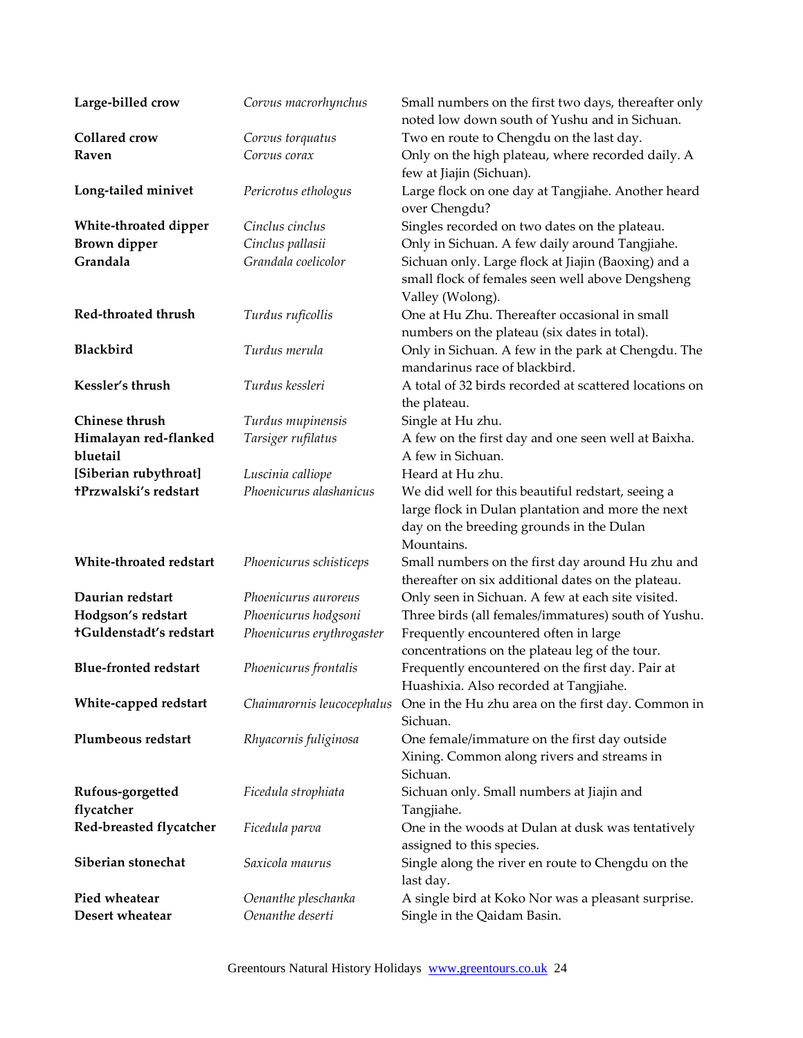| | | |
|---|---|---|
| **Large-billed crow** | *Corvus macrorhynchus* | Small numbers on the first two days, thereafter only noted low down south of Yushu and in Sichuan. |
| **Collared crow** | *Corvus torquatus* | Two en route to Chengdu on the last day. |
| **Raven** | *Corvus corax* | Only on the high plateau, where recorded daily. A few at Jiajin (Sichuan). |
| **Long-tailed minivet** | *Pericrotus ethologus* | Large flock on one day at Tangjiahe. Another heard over Chengdu? |
| **White-throated dipper** | *Cinclus cinclus* | Singles recorded on two dates on the plateau. |
| **Brown dipper** | *Cinclus pallasii* | Only in Sichuan. A few daily around Tangjiahe. |
| **Grandala** | *Grandala coelicolor* | Sichuan only. Large flock at Jiajin (Baoxing) and a small flock of females seen well above Dengsheng Valley (Wolong). |
| **Red-throated thrush** | *Turdus ruficollis* | One at Hu Zhu. Thereafter occasional in small numbers on the plateau (six dates in total). |
| **Blackbird** | *Turdus merula* | Only in Sichuan. A few in the park at Chengdu. The mandarinus race of blackbird. |
| **Kessler's thrush** | *Turdus kessleri* | A total of 32 birds recorded at scattered locations on the plateau. |
| **Chinese thrush** | *Turdus mupinensis* | Single at Hu zhu. |
| **Himalayan red-flanked bluetail** | *Tarsiger rufilatus* | A few on the first day and one seen well at Baixha. A few in Sichuan. |
| **[Siberian rubythroat]** | *Luscinia calliope* | Heard at Hu zhu. |
| **†Przwalski's redstart** | *Phoenicurus alashanicus* | We did well for this beautiful redstart, seeing a large flock in Dulan plantation and more the next day on the breeding grounds in the Dulan Mountains. |
| **White-throated redstart** | *Phoenicurus schisticeps* | Small numbers on the first day around Hu zhu and thereafter on six additional dates on the plateau. |
| **Daurian redstart** | *Phoenicurus auroreus* | Only seen in Sichuan. A few at each site visited. |
| **Hodgson's redstart** | *Phoenicurus hodgsoni* | Three birds (all females/immatures) south of Yushu. |
| **†Guldenstadt's redstart** | *Phoenicurus erythrogaster* | Frequently encountered often in large concentrations on the plateau leg of the tour. |
| **Blue-fronted redstart** | *Phoenicurus frontalis* | Frequently encountered on the first day. Pair at Huashixia. Also recorded at Tangjiahe. |
| **White-capped redstart** | *Chaimarornis leucocephalus* | One in the Hu zhu area on the first day. Common in Sichuan. |
| **Plumbeous redstart** | *Rhyacornis fuliginosa* | One female/immature on the first day outside Xining. Common along rivers and streams in Sichuan. |
| **Rufous-gorgetted flycatcher** | *Ficedula strophiata* | Sichuan only. Small numbers at Jiajin and Tangjiahe. |
| **Red-breasted flycatcher** | *Ficedula parva* | One in the woods at Dulan at dusk was tentatively assigned to this species. |
| **Siberian stonechat** | *Saxicola maurus* | Single along the river en route to Chengdu on the last day. |
| **Pied wheatear** | *Oenanthe pleschanka* | A single bird at Koko Nor was a pleasant surprise. |
| **Desert wheatear** | *Oenanthe deserti* | Single in the Qaidam Basin. |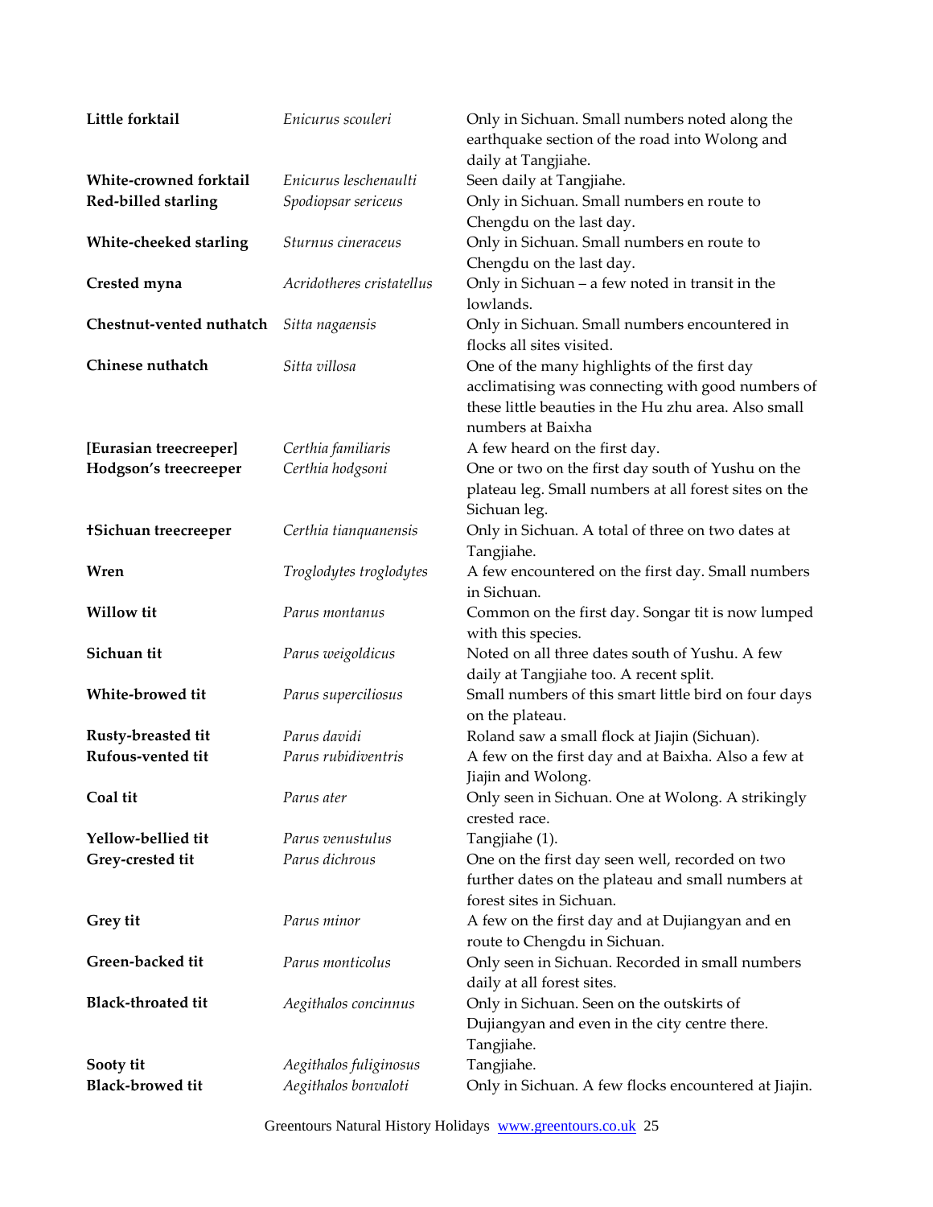| | | |
|---|---|---|
| **Little forktail** | *Enicurus scouleri* | Only in Sichuan. Small numbers noted along the earthquake section of the road into Wolong and daily at Tangjiahe. |
| **White-crowned forktail** | *Enicurus leschenaulti* | Seen daily at Tangjiahe. |
| **Red-billed starling** | *Spodiopsar sericeus* | Only in Sichuan. Small numbers en route to Chengdu on the last day. |
| **White-cheeked starling** | *Sturnus cineraceus* | Only in Sichuan. Small numbers en route to Chengdu on the last day. |
| **Crested myna** | *Acridotheres cristatellus* | Only in Sichuan – a few noted in transit in the lowlands. |
| **Chestnut-vented nuthatch** | *Sitta nagaensis* | Only in Sichuan. Small numbers encountered in flocks all sites visited. |
| **Chinese nuthatch** | *Sitta villosa* | One of the many highlights of the first day acclimatising was connecting with good numbers of these little beauties in the Hu zhu area. Also small numbers at Baixha |
| **[Eurasian treecreeper]** | *Certhia familiaris* | A few heard on the first day. |
| **Hodgson's treecreeper** | *Certhia hodgsoni* | One or two on the first day south of Yushu on the plateau leg. Small numbers at all forest sites on the Sichuan leg. |
| **†Sichuan treecreeper** | *Certhia tianquanensis* | Only in Sichuan. A total of three on two dates at Tangjiahe. |
| **Wren** | *Troglodytes troglodytes* | A few encountered on the first day. Small numbers in Sichuan. |
| **Willow tit** | *Parus montanus* | Common on the first day. Songar tit is now lumped with this species. |
| **Sichuan tit** | *Parus weigoldicus* | Noted on all three dates south of Yushu. A few daily at Tangjiahe too. A recent split. |
| **White-browed tit** | *Parus superciliosus* | Small numbers of this smart little bird on four days on the plateau. |
| **Rusty-breasted tit** | *Parus davidi* | Roland saw a small flock at Jiajin (Sichuan). |
| **Rufous-vented tit** | *Parus rubidiventris* | A few on the first day and at Baixha. Also a few at Jiajin and Wolong. |
| **Coal tit** | *Parus ater* | Only seen in Sichuan. One at Wolong. A strikingly crested race. |
| **Yellow-bellied tit** | *Parus venustulus* | Tangjiahe (1). |
| **Grey-crested tit** | *Parus dichrous* | One on the first day seen well, recorded on two further dates on the plateau and small numbers at forest sites in Sichuan. |
| **Grey tit** | *Parus minor* | A few on the first day and at Dujiangyan and en route to Chengdu in Sichuan. |
| **Green-backed tit** | *Parus monticolus* | Only seen in Sichuan. Recorded in small numbers daily at all forest sites. |
| **Black-throated tit** | *Aegithalos concinnus* | Only in Sichuan. Seen on the outskirts of Dujiangyan and even in the city centre there. Tangjiahe. |
| **Sooty tit** | *Aegithalos fuliginosus* | Tangjiahe. |
| **Black-browed tit** | *Aegithalos bonvaloti* | Only in Sichuan. A few flocks encountered at Jiajin. |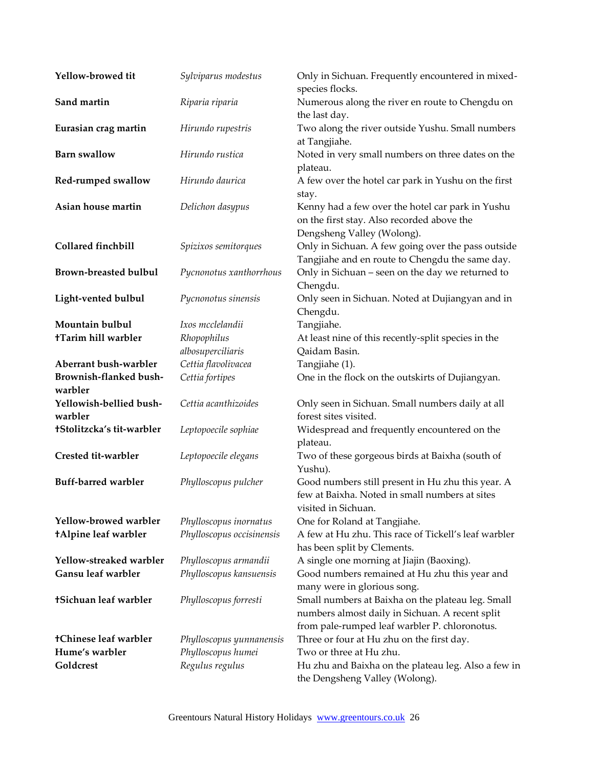| | | |
|---|---|---|
| **Yellow-browed tit** | *Sylviparus modestus* | Only in Sichuan. Frequently encountered in mixed-species flocks. |
| **Sand martin** | *Riparia riparia* | Numerous along the river en route to Chengdu on the last day. |
| **Eurasian crag martin** | *Hirundo rupestris* | Two along the river outside Yushu. Small numbers at Tangjiahe. |
| **Barn swallow** | *Hirundo rustica* | Noted in very small numbers on three dates on the plateau. |
| **Red-rumped swallow** | *Hirundo daurica* | A few over the hotel car park in Yushu on the first stay. |
| **Asian house martin** | *Delichon dasypus* | Kenny had a few over the hotel car park in Yushu on the first stay. Also recorded above the Dengsheng Valley (Wolong). |
| **Collared finchbill** | *Spizixos semitorques* | Only in Sichuan. A few going over the pass outside Tangjiahe and en route to Chengdu the same day. |
| **Brown-breasted bulbul** | *Pycnonotus xanthorrhous* | Only in Sichuan – seen on the day we returned to Chengdu. |
| **Light-vented bulbul** | *Pycnonotus sinensis* | Only seen in Sichuan. Noted at Dujiangyan and in Chengdu. |
| **Mountain bulbul** | *Ixos mcclelandii* | Tangjiahe. |
| **†Tarim hill warbler** | *Rhopophilus albosuperciliaris* | At least nine of this recently-split species in the Qaidam Basin. |
| **Aberrant bush-warbler** | *Cettia flavolivacea* | Tangjiahe (1). |
| **Brownish-flanked bush-warbler** | *Cettia fortipes* | One in the flock on the outskirts of Dujiangyan. |
| **Yellowish-bellied bush-warbler** | *Cettia acanthizoides* | Only seen in Sichuan. Small numbers daily at all forest sites visited. |
| **†Stolitzcka's tit-warbler** | *Leptopoecile sophiae* | Widespread and frequently encountered on the plateau. |
| **Crested tit-warbler** | *Leptopoecile elegans* | Two of these gorgeous birds at Baixha (south of Yushu). |
| **Buff-barred warbler** | *Phylloscopus pulcher* | Good numbers still present in Hu zhu this year. A few at Baixha. Noted in small numbers at sites visited in Sichuan. |
| **Yellow-browed warbler** | *Phylloscopus inornatus* | One for Roland at Tangjiahe. |
| **†Alpine leaf warbler** | *Phylloscopus occisinensis* | A few at Hu zhu. This race of Tickell's leaf warbler has been split by Clements. |
| **Yellow-streaked warbler** | *Phylloscopus armandii* | A single one morning at Jiajin (Baoxing). |
| **Gansu leaf warbler** | *Phylloscopus kansuensis* | Good numbers remained at Hu zhu this year and many were in glorious song. |
| **†Sichuan leaf warbler** | *Phylloscopus forresti* | Small numbers at Baixha on the plateau leg. Small numbers almost daily in Sichuan. A recent split from pale-rumped leaf warbler P. chloronotus. |
| **†Chinese leaf warbler** | *Phylloscopus yunnanensis* | Three or four at Hu zhu on the first day. |
| **Hume's warbler** | *Phylloscopus humei* | Two or three at Hu zhu. |
| **Goldcrest** | *Regulus regulus* | Hu zhu and Baixha on the plateau leg. Also a few in the Dengsheng Valley (Wolong). |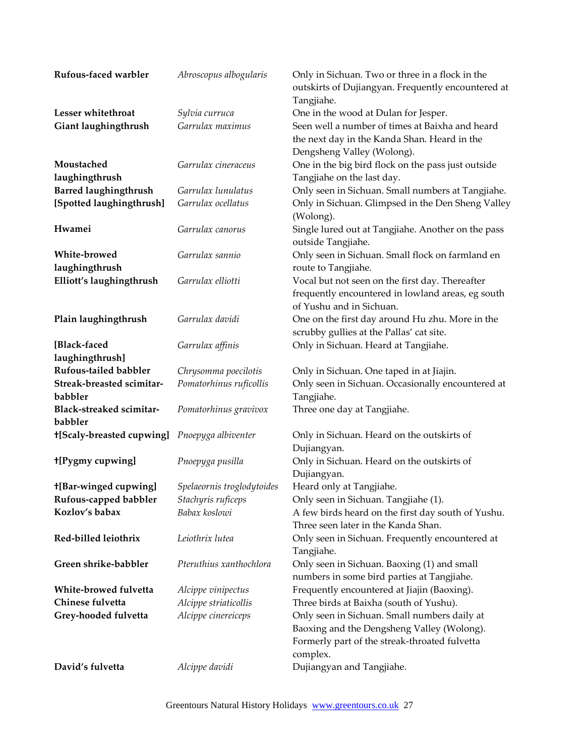| | | |
|---|---|---|
| **Rufous-faced warbler** | *Abroscopus albogularis* | Only in Sichuan. Two or three in a flock in the outskirts of Dujiangyan. Frequently encountered at Tangjiahe. |
| **Lesser whitethroat** | *Sylvia curruca* | One in the wood at Dulan for Jesper. |
| **Giant laughingthrush** | *Garrulax maximus* | Seen well a number of times at Baixha and heard the next day in the Kanda Shan. Heard in the Dengsheng Valley (Wolong). |
| **Moustached laughingthrush** | *Garrulax cineraceus* | One in the big bird flock on the pass just outside Tangjiahe on the last day. |
| **Barred laughingthrush** | *Garrulax lunulatus* | Only seen in Sichuan. Small numbers at Tangjiahe. |
| **[Spotted laughingthrush]** | *Garrulax ocellatus* | Only in Sichuan. Glimpsed in the Den Sheng Valley (Wolong). |
| **Hwamei** | *Garrulax canorus* | Single lured out at Tangjiahe. Another on the pass outside Tangjiahe. |
| **White-browed laughingthrush** | *Garrulax sannio* | Only seen in Sichuan. Small flock on farmland en route to Tangjiahe. |
| **Elliott's laughingthrush** | *Garrulax elliotti* | Vocal but not seen on the first day. Thereafter frequently encountered in lowland areas, eg south of Yushu and in Sichuan. |
| **Plain laughingthrush** | *Garrulax davidi* | One on the first day around Hu zhu. More in the scrubby gullies at the Pallas' cat site. |
| **[Black-faced laughingthrush]** | *Garrulax affinis* | Only in Sichuan. Heard at Tangjiahe. |
| **Rufous-tailed babbler** | *Chrysomma poecilotis* | Only in Sichuan. One taped in at Jiajin. |
| **Streak-breasted scimitar-babbler** | *Pomatorhinus ruficollis* | Only seen in Sichuan. Occasionally encountered at Tangjiahe. |
| **Black-streaked scimitar-babbler** | *Pomatorhinus gravivox* | Three one day at Tangjiahe. |
| **†[Scaly-breasted cupwing]** | *Pnoepyga albiventer* | Only in Sichuan. Heard on the outskirts of Dujiangyan. |
| **†[Pygmy cupwing]** | *Pnoepyga pusilla* | Only in Sichuan. Heard on the outskirts of Dujiangyan. |
| **†[Bar-winged cupwing]** | *Spelaeornis troglodytoides* | Heard only at Tangjiahe. |
| **Rufous-capped babbler** | *Stachyris ruficeps* | Only seen in Sichuan. Tangjiahe (1). |
| **Kozlov's babax** | *Babax koslowi* | A few birds heard on the first day south of Yushu. Three seen later in the Kanda Shan. |
| **Red-billed leiothrix** | *Leiothrix lutea* | Only seen in Sichuan. Frequently encountered at Tangjiahe. |
| **Green shrike-babbler** | *Pteruthius xanthochlora* | Only seen in Sichuan. Baoxing (1) and small numbers in some bird parties at Tangjiahe. |
| **White-browed fulvetta** | *Alcippe vinipectus* | Frequently encountered at Jiajin (Baoxing). |
| **Chinese fulvetta** | *Alcippe striaticollis* | Three birds at Baixha (south of Yushu). |
| **Grey-hooded fulvetta** | *Alcippe cinereiceps* | Only seen in Sichuan. Small numbers daily at Baoxing and the Dengsheng Valley (Wolong). Formerly part of the streak-throated fulvetta complex. |
| **David's fulvetta** | *Alcippe davidi* | Dujiangyan and Tangjiahe. |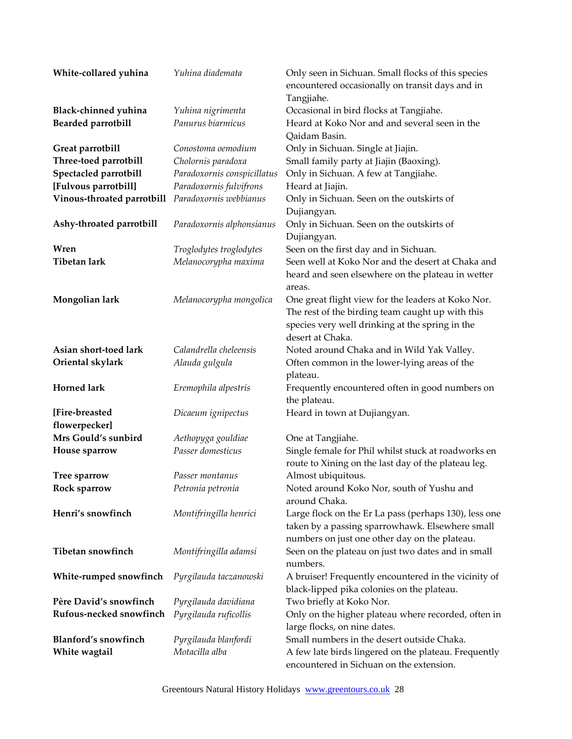| | | |
|---|---|---|
| **White-collared yuhina** | *Yuhina diademata* | Only seen in Sichuan. Small flocks of this species encountered occasionally on transit days and in Tangjiahe. |
| **Black-chinned yuhina** | *Yuhina nigrimenta* | Occasional in bird flocks at Tangjiahe. |
| **Bearded parrotbill** | *Panurus biarmicus* | Heard at Koko Nor and and several seen in the Qaidam Basin. |
| **Great parrotbill** | *Conostoma oemodium* | Only in Sichuan. Single at Jiajin. |
| **Three-toed parrotbill** | *Cholornis paradoxa* | Small family party at Jiajin (Baoxing). |
| **Spectacled parrotbill** | *Paradoxornis conspicillatus* | Only in Sichuan. A few at Tangjiahe. |
| **[Fulvous parrotbill]** | *Paradoxornis fulvifrons* | Heard at Jiajin. |
| **Vinous-throated parrotbill** | *Paradoxornis webbianus* | Only in Sichuan. Seen on the outskirts of Dujiangyan. |
| **Ashy-throated parrotbill** | *Paradoxornis alphonsianus* | Only in Sichuan. Seen on the outskirts of Dujiangyan. |
| **Wren** | *Troglodytes troglodytes* | Seen on the first day and in Sichuan. |
| **Tibetan lark** | *Melanocorypha maxima* | Seen well at Koko Nor and the desert at Chaka and heard and seen elsewhere on the plateau in wetter areas. |
| **Mongolian lark** | *Melanocorypha mongolica* | One great flight view for the leaders at Koko Nor. The rest of the birding team caught up with this species very well drinking at the spring in the desert at Chaka. |
| **Asian short-toed lark** | *Calandrella cheleensis* | Noted around Chaka and in Wild Yak Valley. |
| **Oriental skylark** | *Alauda gulgula* | Often common in the lower-lying areas of the plateau. |
| **Horned lark** | *Eremophila alpestris* | Frequently encountered often in good numbers on the plateau. |
| **[Fire-breasted flowerpecker]** | *Dicaeum ignipectus* | Heard in town at Dujiangyan. |
| **Mrs Gould's sunbird** | *Aethopyga gouldiae* | One at Tangjiahe. |
| **House sparrow** | *Passer domesticus* | Single female for Phil whilst stuck at roadworks en route to Xining on the last day of the plateau leg. |
| **Tree sparrow** | *Passer montanus* | Almost ubiquitous. |
| **Rock sparrow** | *Petronia petronia* | Noted around Koko Nor, south of Yushu and around Chaka. |
| **Henri's snowfinch** | *Montifringilla henrici* | Large flock on the Er La pass (perhaps 130), less one taken by a passing sparrowhawk. Elsewhere small numbers on just one other day on the plateau. |
| **Tibetan snowfinch** | *Montifringilla adamsi* | Seen on the plateau on just two dates and in small numbers. |
| **White-rumped snowfinch** | *Pyrgilauda taczanowski* | A bruiser! Frequently encountered in the vicinity of black-lipped pika colonies on the plateau. |
| **Père David's snowfinch** | *Pyrgilauda davidiana* | Two briefly at Koko Nor. |
| **Rufous-necked snowfinch** | *Pyrgilauda ruficollis* | Only on the higher plateau where recorded, often in large flocks, on nine dates. |
| **Blanford's snowfinch** | *Pyrgilauda blanfordi* | Small numbers in the desert outside Chaka. |
| **White wagtail** | *Motacilla alba* | A few late birds lingered on the plateau. Frequently encountered in Sichuan on the extension. |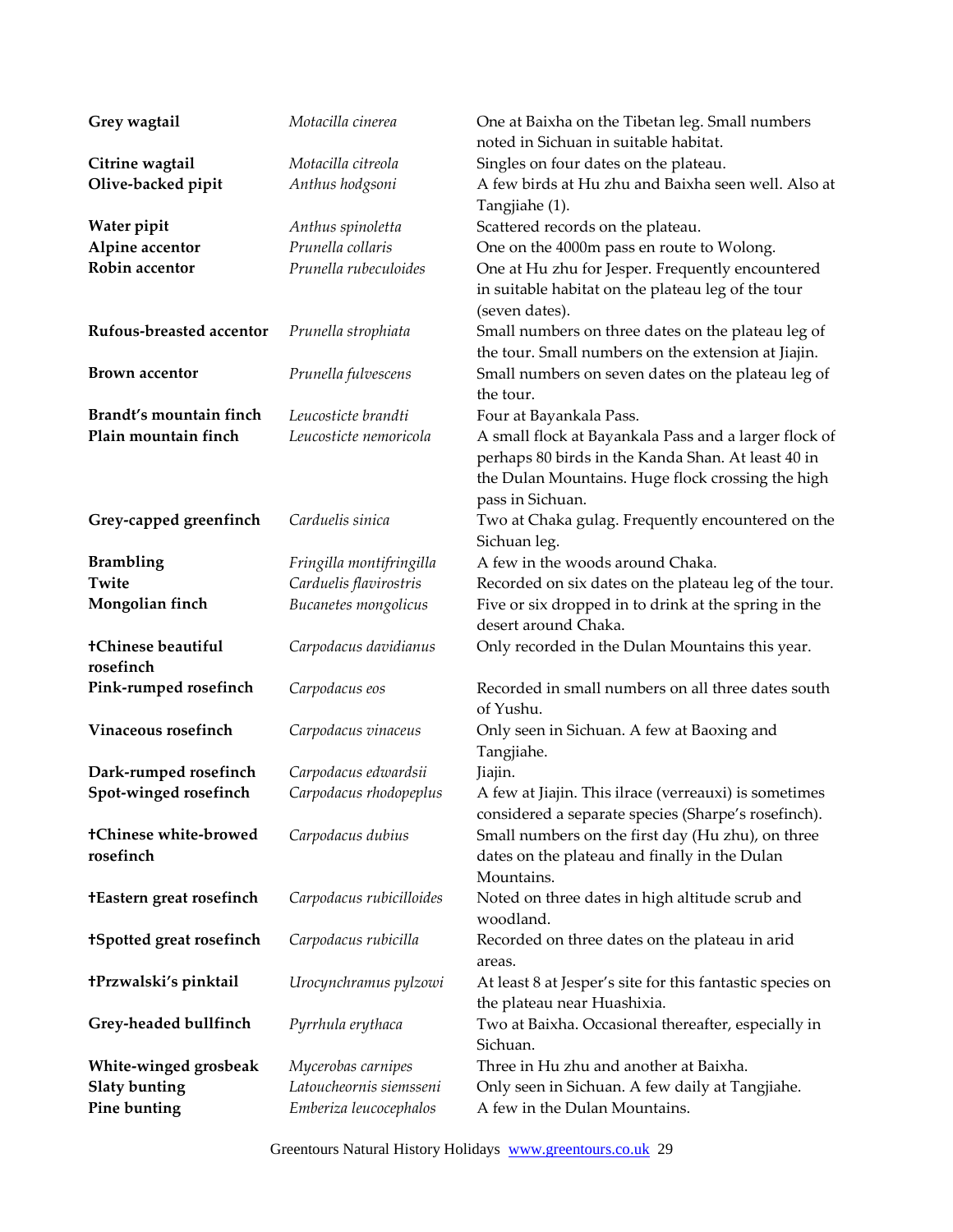| | | |
|---|---|---|
| **Grey wagtail** | *Motacilla cinerea* | One at Baixha on the Tibetan leg. Small numbers noted in Sichuan in suitable habitat. |
| **Citrine wagtail** | *Motacilla citreola* | Singles on four dates on the plateau. |
| **Olive-backed pipit** | *Anthus hodgsoni* | A few birds at Hu zhu and Baixha seen well. Also at Tangjiahe (1). |
| **Water pipit** | *Anthus spinoletta* | Scattered records on the plateau. |
| **Alpine accentor** | *Prunella collaris* | One on the 4000m pass en route to Wolong. |
| **Robin accentor** | *Prunella rubeculoides* | One at Hu zhu for Jesper. Frequently encountered in suitable habitat on the plateau leg of the tour (seven dates). |
| **Rufous-breasted accentor** | *Prunella strophiata* | Small numbers on three dates on the plateau leg of the tour. Small numbers on the extension at Jiajin. |
| **Brown accentor** | *Prunella fulvescens* | Small numbers on seven dates on the plateau leg of the tour. |
| **Brandt's mountain finch** | *Leucosticte brandti* | Four at Bayankala Pass. |
| **Plain mountain finch** | *Leucosticte nemoricola* | A small flock at Bayankala Pass and a larger flock of perhaps 80 birds in the Kanda Shan. At least 40 in the Dulan Mountains. Huge flock crossing the high pass in Sichuan. |
| **Grey-capped greenfinch** | *Carduelis sinica* | Two at Chaka gulag. Frequently encountered on the Sichuan leg. |
| **Brambling** | *Fringilla montifringilla* | A few in the woods around Chaka. |
| **Twite** | *Carduelis flavirostris* | Recorded on six dates on the plateau leg of the tour. |
| **Mongolian finch** | *Bucanetes mongolicus* | Five or six dropped in to drink at the spring in the desert around Chaka. |
| **†Chinese beautiful rosefinch** | *Carpodacus davidianus* | Only recorded in the Dulan Mountains this year. |
| **Pink-rumped rosefinch** | *Carpodacus eos* | Recorded in small numbers on all three dates south of Yushu. |
| **Vinaceous rosefinch** | *Carpodacus vinaceus* | Only seen in Sichuan. A few at Baoxing and Tangjiahe. |
| **Dark-rumped rosefinch** | *Carpodacus edwardsii* | Jiajin. |
| **Spot-winged rosefinch** | *Carpodacus rhodopeplus* | A few at Jiajin. This ilrace (verreauxi) is sometimes considered a separate species (Sharpe's rosefinch). |
| **†Chinese white-browed rosefinch** | *Carpodacus dubius* | Small numbers on the first day (Hu zhu), on three dates on the plateau and finally in the Dulan Mountains. |
| **†Eastern great rosefinch** | *Carpodacus rubicilloides* | Noted on three dates in high altitude scrub and woodland. |
| **†Spotted great rosefinch** | *Carpodacus rubicilla* | Recorded on three dates on the plateau in arid areas. |
| **†Przwalski's pinktail** | *Urocynchramus pylzowi* | At least 8 at Jesper's site for this fantastic species on the plateau near Huashixia. |
| **Grey-headed bullfinch** | *Pyrrhula erythaca* | Two at Baixha. Occasional thereafter, especially in Sichuan. |
| **White-winged grosbeak** | *Mycerobas carnipes* | Three in Hu zhu and another at Baixha. |
| **Slaty bunting** | *Latoucheornis siemsseni* | Only seen in Sichuan. A few daily at Tangjiahe. |
| **Pine bunting** | *Emberiza leucocephalos* | A few in the Dulan Mountains. |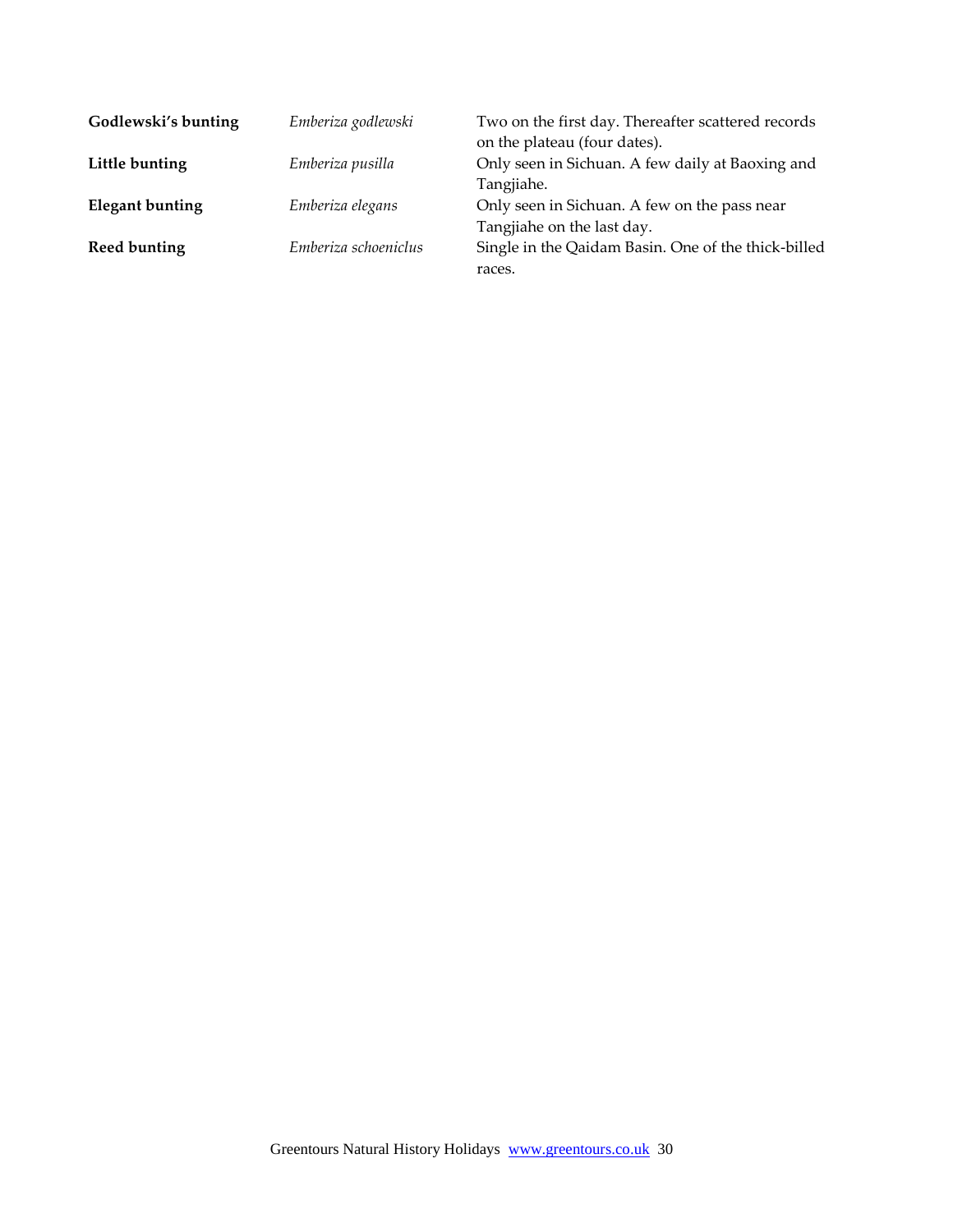| | | |
|---|---|---|
| **Godlewski's bunting** | *Emberiza godlewski* | Two on the first day. Thereafter scattered records on the plateau (four dates). |
| **Little bunting** | *Emberiza pusilla* | Only seen in Sichuan. A few daily at Baoxing and Tangjiahe. |
| **Elegant bunting** | *Emberiza elegans* | Only seen in Sichuan. A few on the pass near Tangjiahe on the last day. |
| **Reed bunting** | *Emberiza schoeniclus* | Single in the Qaidam Basin. One of the thick-billed races. |